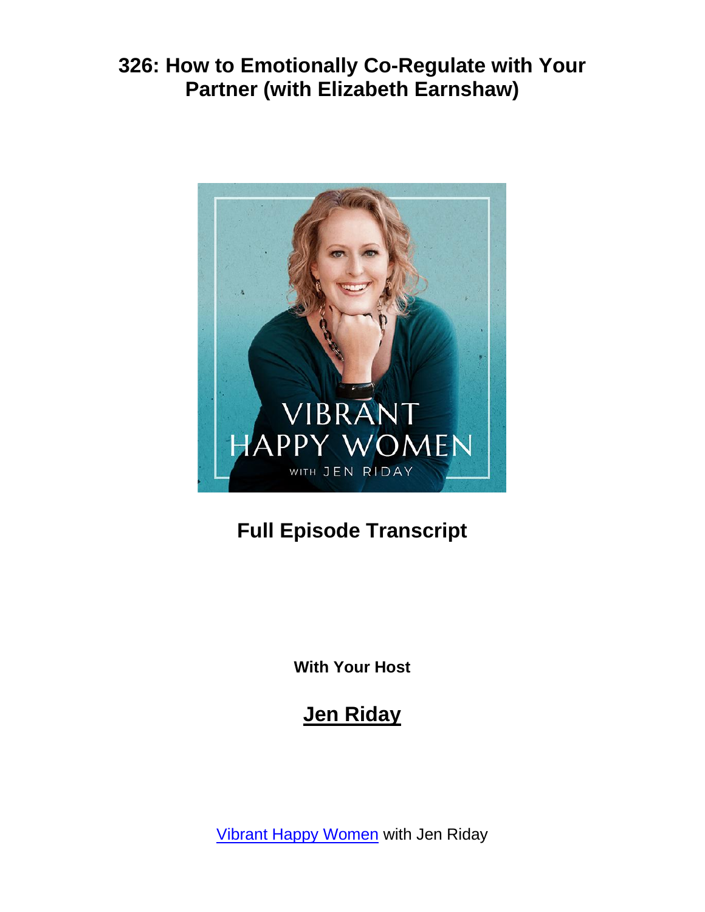# 326: How to Emotionally Co-Regulate with Your Partner (with Elizabeth Earnshaw)

## Full Episode Transcript

**With Your Host**

## Jen Riday

Vibrant Happy Women with Jen Riday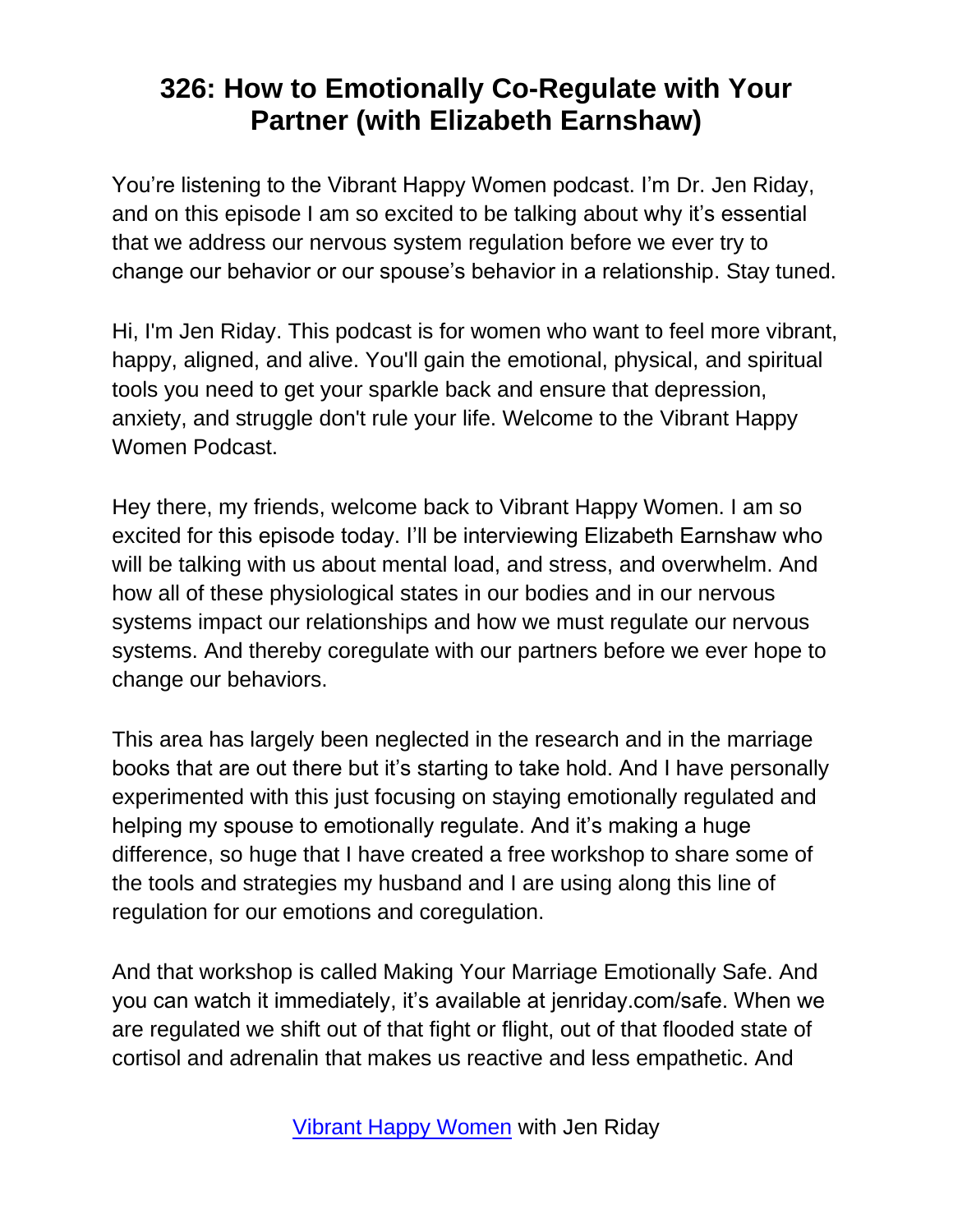# 326: How to Emotionally Co-Regulate with Your Partner (with Elizabeth Earnshaw)

You're listening to the Vibrant Happy Women podcast. I'm Dr. Jen Riday, and on this episode I am so excited to be talking about why it's essential that we address our nervous system regulation before we ever try to change our behavior or our spouse's behavior in a relationship. Stay tuned.

Hi, I'm Jen Riday. This podcast is for women who want to feel more vibrant, happy, aligned, and alive. You'll gain the emotional, physical, and spiritual tools you need to get your sparkle back and ensure that depression, anxiety, and struggle don't rule your life. Welcome to the Vibrant Happy Women Podcast.

Hey there, my friends, welcome back to Vibrant Happy Women. I am so excited for this episode today. I'll be interviewing Elizabeth Earnshaw who will be talking with us about mental load, and stress, and overwhelm. And how all of these physiological states in our bodies and in our nervous systems impact our relationships and how we must regulate our nervous systems. And thereby coregulate with our partners before we ever hope to change our behaviors.

This area has largely been neglected in the research and in the marriage books that are out there but it's starting to take hold. And I have personally experimented with this just focusing on staying emotionally regulated and helping my spouse to emotionally regulate. And it's making a huge difference, so huge that I have created a free workshop to share some of the tools and strategies my husband and I are using along this line of regulation for our emotions and coregulation.

And that workshop is called Making Your Marriage Emotionally Safe. And you can watch it immediately, it's available at jenriday.com/safe. When we are regulated we shift out of that fight or flight, out of that flooded state of cortisol and adrenalin that makes us reactive and less empathetic. And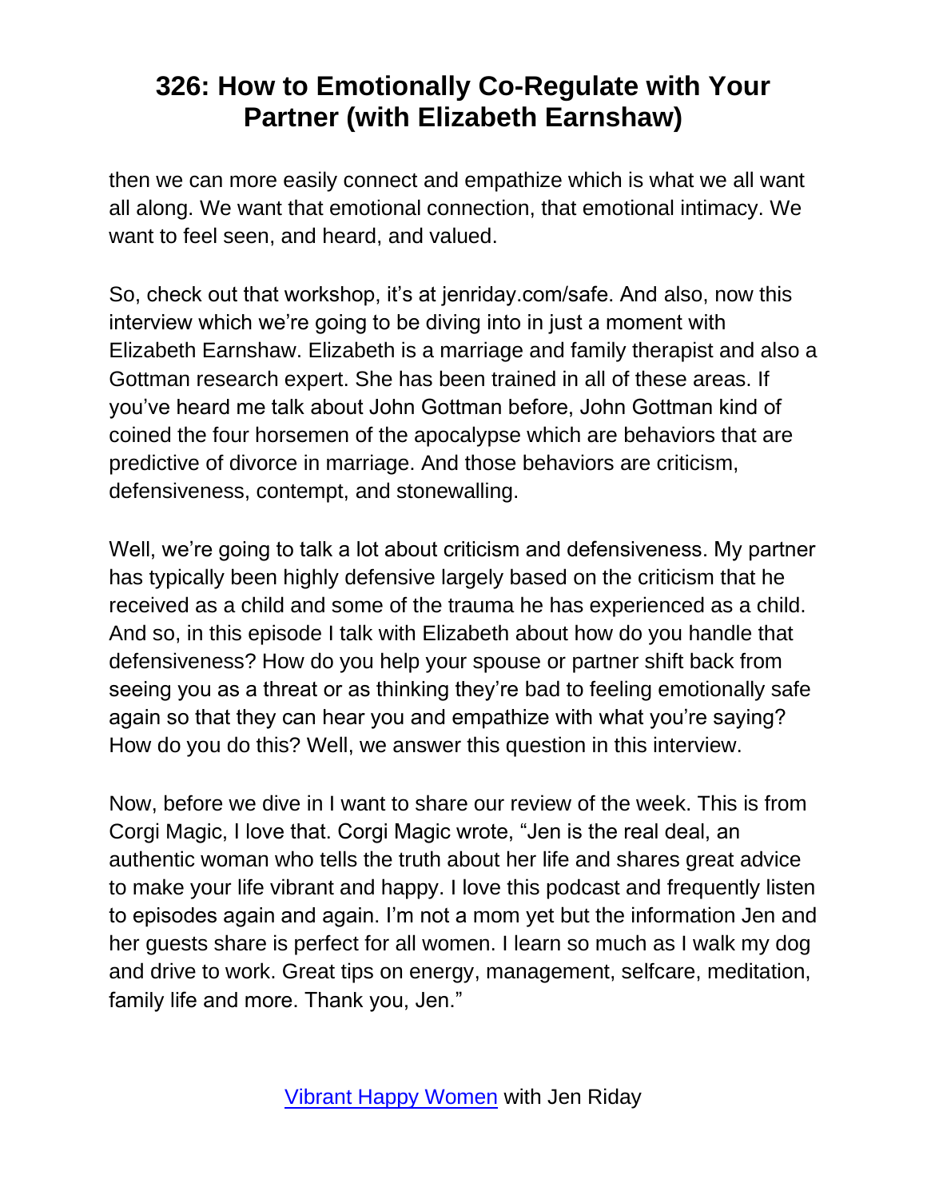then we can more easily connect and empathize which is what we all want all along. We want that emotional connection, that emotional intimacy. We want to feel seen, and heard, and valued.

So, check out that workshop, it's at jenriday.com/safe. And also, now this interview which we're going to be diving into in just a moment with Elizabeth Earnshaw. Elizabeth is a marriage and family therapist and also a Gottman research expert. She has been trained in all of these areas. If you've heard me talk about John Gottman before, John Gottman kind of coined the four horsemen of the apocalypse which are behaviors that are predictive of divorce in marriage. And those behaviors are criticism, defensiveness, contempt, and stonewalling.

Well, we're going to talk a lot about criticism and defensiveness. My partner has typically been highly defensive largely based on the criticism that he received as a child and some of the trauma he has experienced as a child. And so, in this episode I talk with Elizabeth about how do you handle that defensiveness? How do you help your spouse or partner shift back from seeing you as a threat or as thinking they're bad to feeling emotionally safe again so that they can hear you and empathize with what you're saying? How do you do this? Well, we answer this question in this interview.

Now, before we dive in I want to share our review of the week. This is from Corgi Magic, I love that. Corgi Magic wrote, "Jen is the real deal, an authentic woman who tells the truth about her life and shares great advice to make your life vibrant and happy. I love this podcast and frequently listen to episodes again and again. I'm not a mom yet but the information Jen and her guests share is perfect for all women. I learn so much as I walk my dog and drive to work. Great tips on energy, management, selfcare, meditation, family life and more. Thank you, Jen."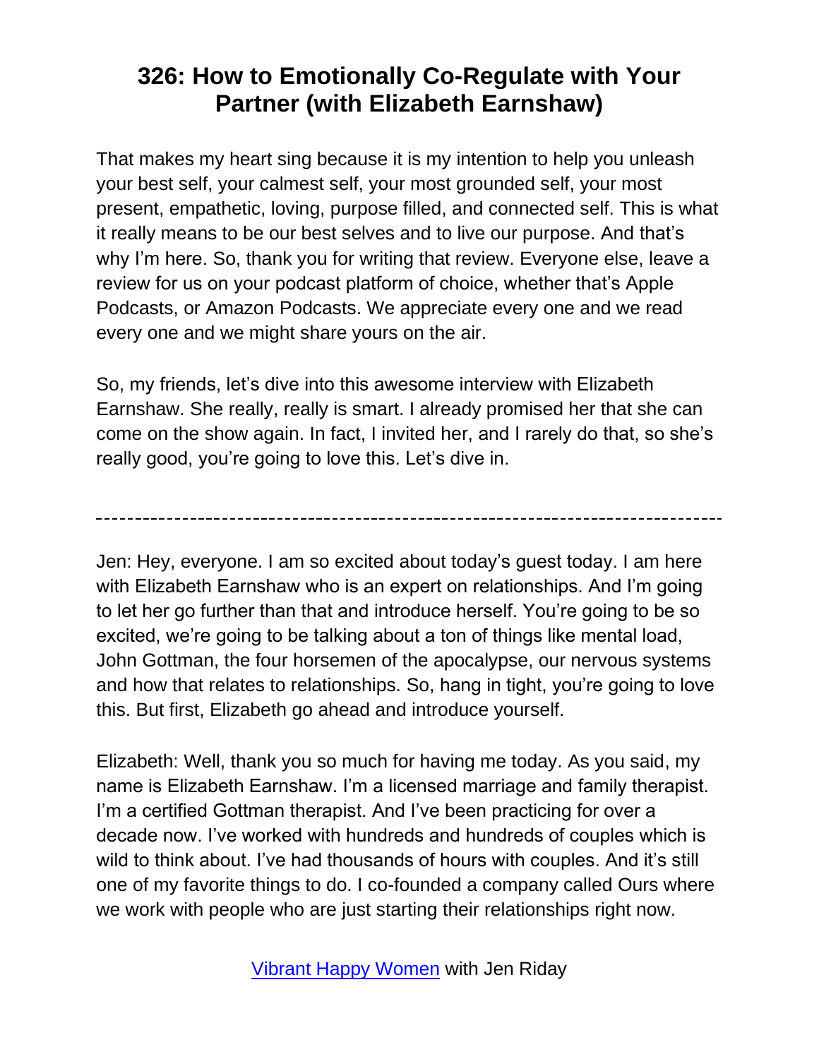# 326: How to Emotionally Co-Regulate with Your Partner (with Elizabeth Earnshaw)

That makes my heart sing because it is my intention to help you unleash your best self, your calmest self, your most grounded self, your most present, empathetic, loving, purpose filled, and connected self. This is what it really means to be our best selves and to live our purpose. And that's why I'm here. So, thank you for writing that review. Everyone else, leave a review for us on your podcast platform of choice, whether that's Apple Podcasts, or Amazon Podcasts. We appreciate every one and we read every one and we might share yours on the air.

So, my friends, let's dive into this awesome interview with Elizabeth Earnshaw. She really, really is smart. I already promised her that she can come on the show again. In fact, I invited her, and I rarely do that, so she's really good, you're going to love this. Let's dive in.

---

Jen: Hey, everyone. I am so excited about today's guest today. I am here with Elizabeth Earnshaw who is an expert on relationships. And I'm going to let her go further than that and introduce herself. You're going to be so excited, we're going to be talking about a ton of things like mental load, John Gottman, the four horsemen of the apocalypse, our nervous systems and how that relates to relationships. So, hang in tight, you're going to love this. But first, Elizabeth go ahead and introduce yourself.

Elizabeth: Well, thank you so much for having me today. As you said, my name is Elizabeth Earnshaw. I'm a licensed marriage and family therapist. I'm a certified Gottman therapist. And I've been practicing for over a decade now. I've worked with hundreds and hundreds of couples which is wild to think about. I've had thousands of hours with couples. And it's still one of my favorite things to do. I co-founded a company called Ours where we work with people who are just starting their relationships right now.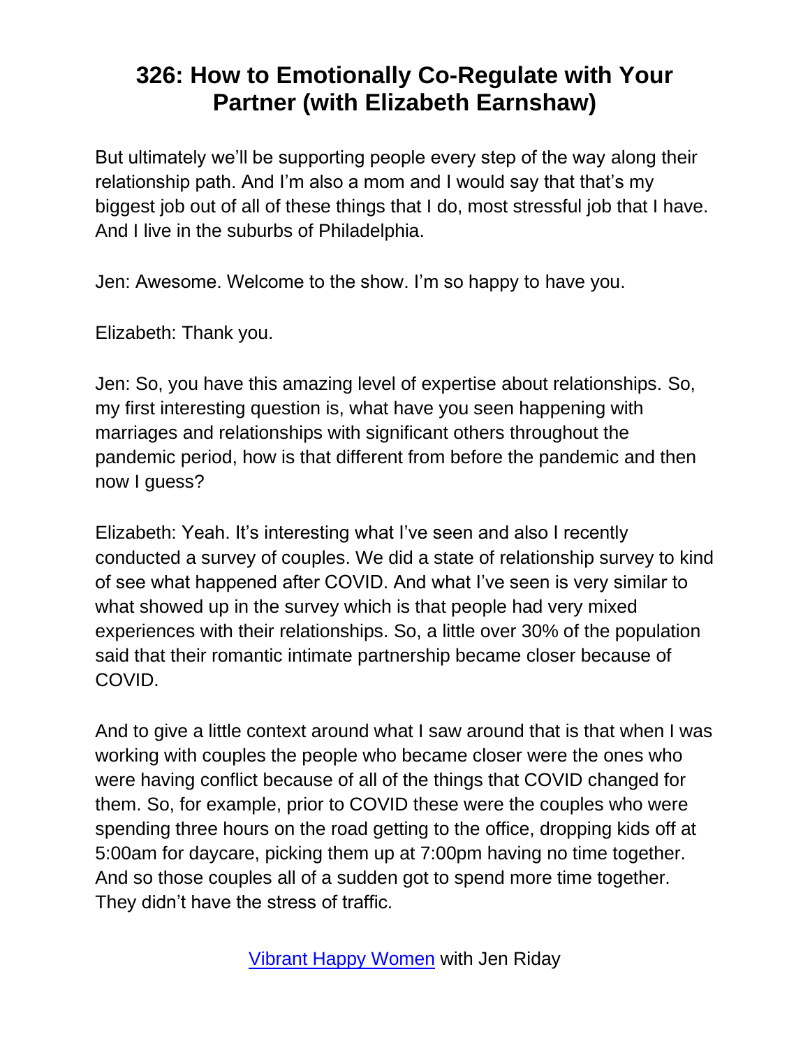But ultimately we'll be supporting people every step of the way along their relationship path. And I'm also a mom and I would say that that's my biggest job out of all of these things that I do, most stressful job that I have. And I live in the suburbs of Philadelphia.

Jen: Awesome. Welcome to the show. I'm so happy to have you.

Elizabeth: Thank you.

Jen: So, you have this amazing level of expertise about relationships. So, my first interesting question is, what have you seen happening with marriages and relationships with significant others throughout the pandemic period, how is that different from before the pandemic and then now I guess?

Elizabeth: Yeah. It's interesting what I've seen and also I recently conducted a survey of couples. We did a state of relationship survey to kind of see what happened after COVID. And what I've seen is very similar to what showed up in the survey which is that people had very mixed experiences with their relationships. So, a little over 30% of the population said that their romantic intimate partnership became closer because of COVID.

And to give a little context around what I saw around that is that when I was working with couples the people who became closer were the ones who were having conflict because of all of the things that COVID changed for them. So, for example, prior to COVID these were the couples who were spending three hours on the road getting to the office, dropping kids off at 5:00am for daycare, picking them up at 7:00pm having no time together. And so those couples all of a sudden got to spend more time together. They didn't have the stress of traffic.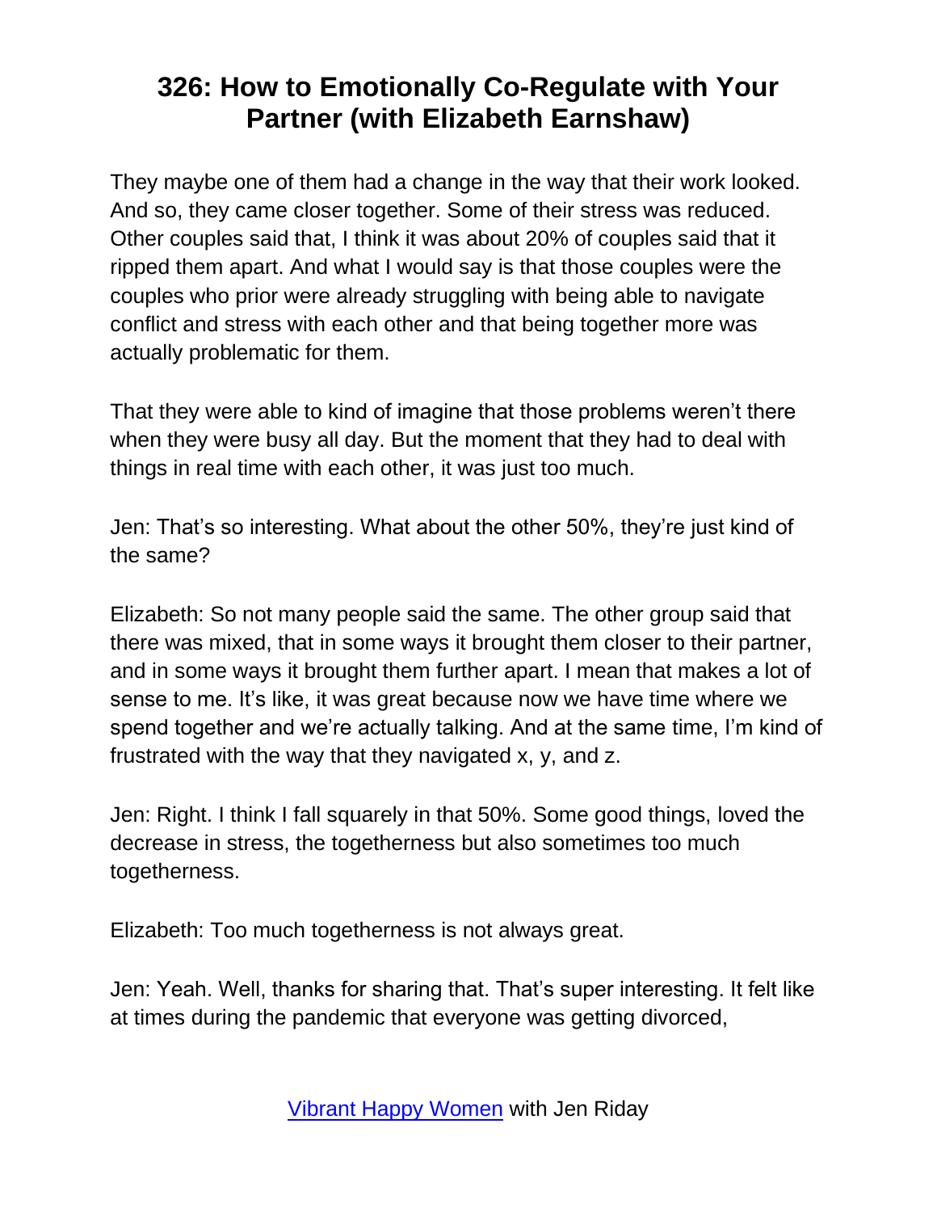They maybe one of them had a change in the way that their work looked. And so, they came closer together. Some of their stress was reduced. Other couples said that, I think it was about 20% of couples said that it ripped them apart. And what I would say is that those couples were the couples who prior were already struggling with being able to navigate conflict and stress with each other and that being together more was actually problematic for them.

That they were able to kind of imagine that those problems weren't there when they were busy all day. But the moment that they had to deal with things in real time with each other, it was just too much.

Jen: That's so interesting. What about the other 50%, they're just kind of the same?

Elizabeth: So not many people said the same. The other group said that there was mixed, that in some ways it brought them closer to their partner, and in some ways it brought them further apart. I mean that makes a lot of sense to me. It's like, it was great because now we have time where we spend together and we're actually talking. And at the same time, I'm kind of frustrated with the way that they navigated x, y, and z.

Jen: Right. I think I fall squarely in that 50%. Some good things, loved the decrease in stress, the togetherness but also sometimes too much togetherness.

Elizabeth: Too much togetherness is not always great.

Jen: Yeah. Well, thanks for sharing that. That's super interesting. It felt like at times during the pandemic that everyone was getting divorced,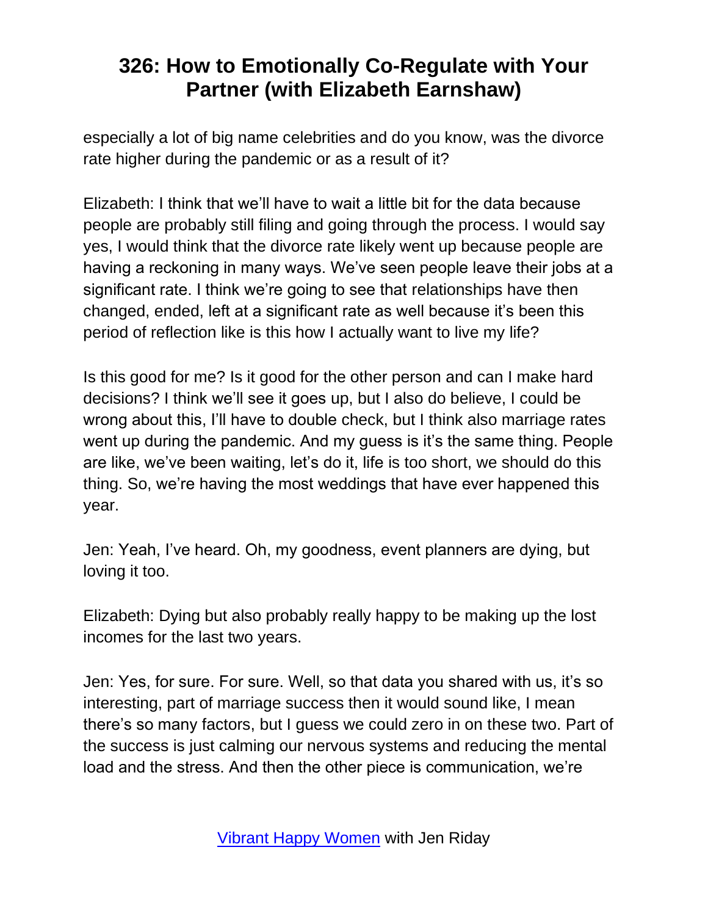especially a lot of big name celebrities and do you know, was the divorce rate higher during the pandemic or as a result of it?

Elizabeth: I think that we'll have to wait a little bit for the data because people are probably still filing and going through the process. I would say yes, I would think that the divorce rate likely went up because people are having a reckoning in many ways. We've seen people leave their jobs at a significant rate. I think we're going to see that relationships have then changed, ended, left at a significant rate as well because it's been this period of reflection like is this how I actually want to live my life?

Is this good for me? Is it good for the other person and can I make hard decisions? I think we'll see it goes up, but I also do believe, I could be wrong about this, I'll have to double check, but I think also marriage rates went up during the pandemic. And my guess is it's the same thing. People are like, we've been waiting, let's do it, life is too short, we should do this thing. So, we're having the most weddings that have ever happened this year.

Jen: Yeah, I've heard. Oh, my goodness, event planners are dying, but loving it too.

Elizabeth: Dying but also probably really happy to be making up the lost incomes for the last two years.

Jen: Yes, for sure. For sure. Well, so that data you shared with us, it's so interesting, part of marriage success then it would sound like, I mean there's so many factors, but I guess we could zero in on these two. Part of the success is just calming our nervous systems and reducing the mental load and the stress. And then the other piece is communication, we're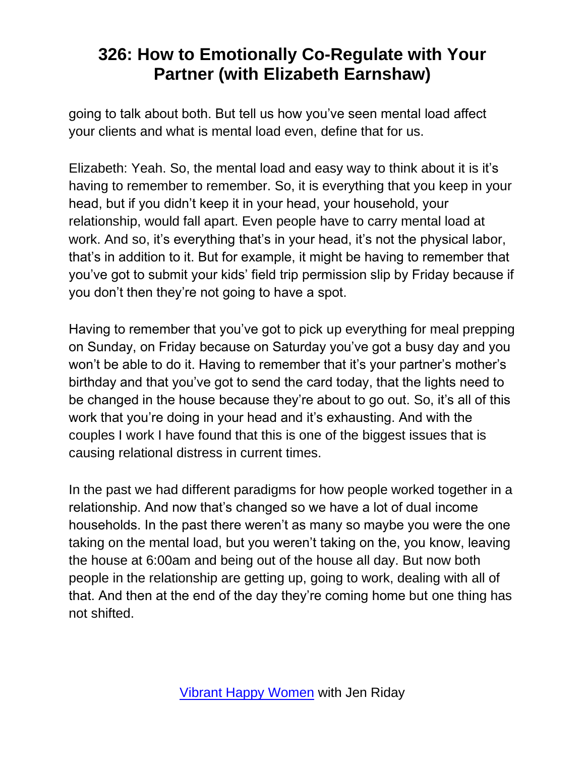going to talk about both. But tell us how you've seen mental load affect your clients and what is mental load even, define that for us.

Elizabeth: Yeah. So, the mental load and easy way to think about it is it's having to remember to remember. So, it is everything that you keep in your head, but if you didn't keep it in your head, your household, your relationship, would fall apart. Even people have to carry mental load at work. And so, it's everything that's in your head, it's not the physical labor, that's in addition to it. But for example, it might be having to remember that you've got to submit your kids' field trip permission slip by Friday because if you don't then they're not going to have a spot.

Having to remember that you've got to pick up everything for meal prepping on Sunday, on Friday because on Saturday you've got a busy day and you won't be able to do it. Having to remember that it's your partner's mother's birthday and that you've got to send the card today, that the lights need to be changed in the house because they're about to go out. So, it's all of this work that you're doing in your head and it's exhausting. And with the couples I work I have found that this is one of the biggest issues that is causing relational distress in current times.

In the past we had different paradigms for how people worked together in a relationship. And now that's changed so we have a lot of dual income households. In the past there weren't as many so maybe you were the one taking on the mental load, but you weren't taking on the, you know, leaving the house at 6:00am and being out of the house all day. But now both people in the relationship are getting up, going to work, dealing with all of that. And then at the end of the day they're coming home but one thing has not shifted.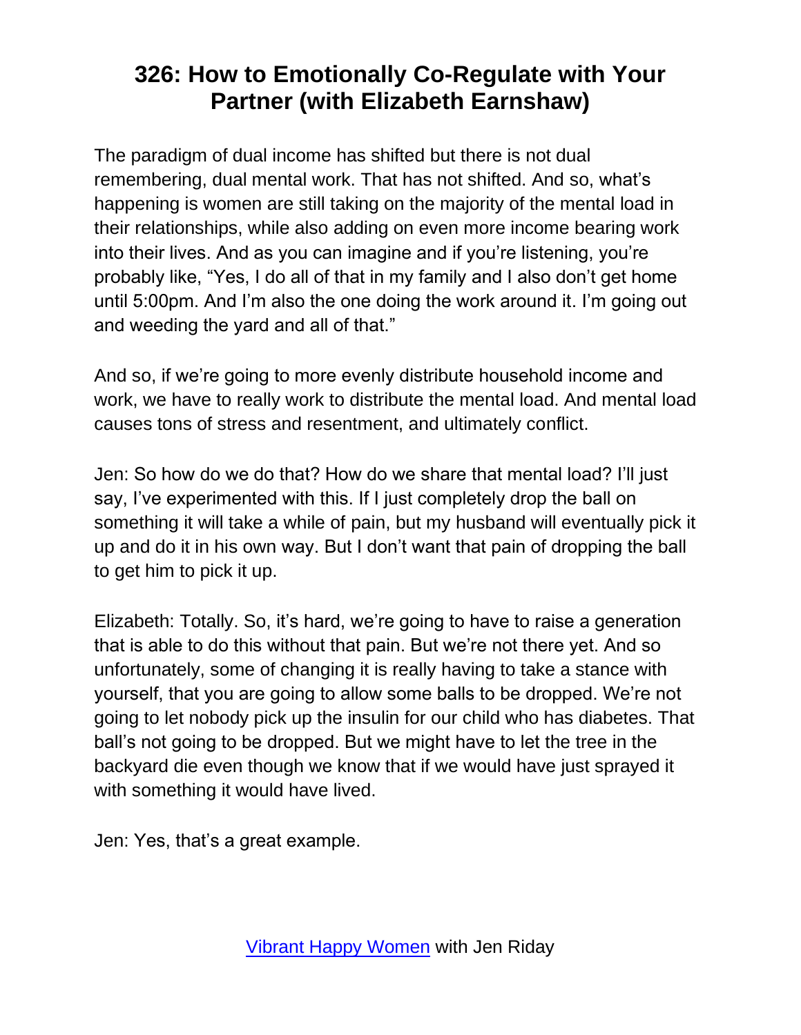The paradigm of dual income has shifted but there is not dual remembering, dual mental work. That has not shifted. And so, what's happening is women are still taking on the majority of the mental load in their relationships, while also adding on even more income bearing work into their lives. And as you can imagine and if you're listening, you're probably like, "Yes, I do all of that in my family and I also don't get home until 5:00pm. And I'm also the one doing the work around it. I'm going out and weeding the yard and all of that."

And so, if we're going to more evenly distribute household income and work, we have to really work to distribute the mental load. And mental load causes tons of stress and resentment, and ultimately conflict.

Jen: So how do we do that? How do we share that mental load? I'll just say, I've experimented with this. If I just completely drop the ball on something it will take a while of pain, but my husband will eventually pick it up and do it in his own way. But I don't want that pain of dropping the ball to get him to pick it up.

Elizabeth: Totally. So, it's hard, we're going to have to raise a generation that is able to do this without that pain. But we're not there yet. And so unfortunately, some of changing it is really having to take a stance with yourself, that you are going to allow some balls to be dropped. We're not going to let nobody pick up the insulin for our child who has diabetes. That ball's not going to be dropped. But we might have to let the tree in the backyard die even though we know that if we would have just sprayed it with something it would have lived.

Jen: Yes, that's a great example.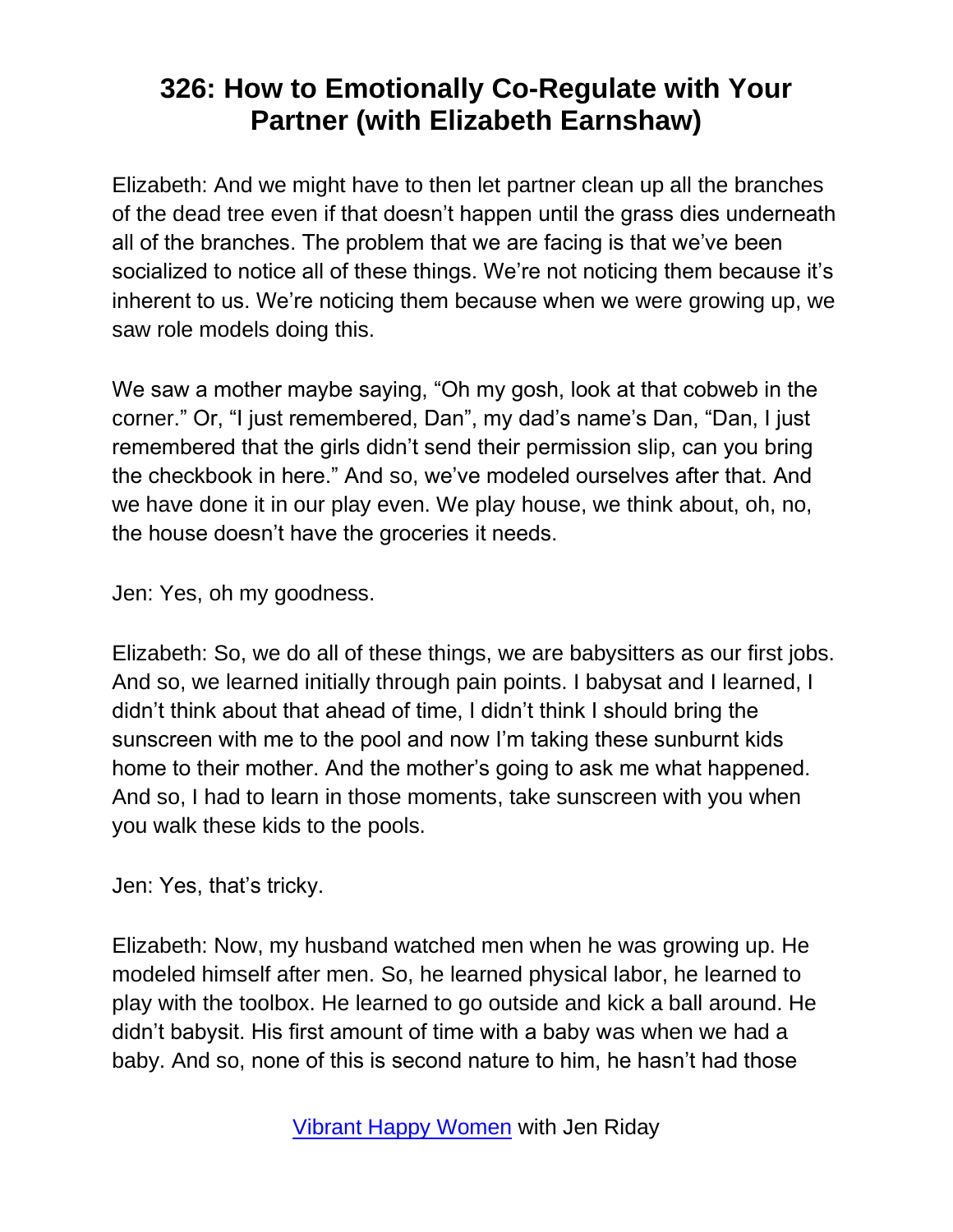# 326: How to Emotionally Co-Regulate with Your Partner (with Elizabeth Earnshaw)

Elizabeth: And we might have to then let partner clean up all the branches of the dead tree even if that doesn't happen until the grass dies underneath all of the branches. The problem that we are facing is that we've been socialized to notice all of these things. We're not noticing them because it's inherent to us. We're noticing them because when we were growing up, we saw role models doing this.

We saw a mother maybe saying, "Oh my gosh, look at that cobweb in the corner." Or, "I just remembered, Dan", my dad's name's Dan, "Dan, I just remembered that the girls didn't send their permission slip, can you bring the checkbook in here." And so, we've modeled ourselves after that. And we have done it in our play even. We play house, we think about, oh, no, the house doesn't have the groceries it needs.

Jen: Yes, oh my goodness.

Elizabeth: So, we do all of these things, we are babysitters as our first jobs. And so, we learned initially through pain points. I babysat and I learned, I didn't think about that ahead of time, I didn't think I should bring the sunscreen with me to the pool and now I'm taking these sunburnt kids home to their mother. And the mother's going to ask me what happened. And so, I had to learn in those moments, take sunscreen with you when you walk these kids to the pools.

Jen: Yes, that's tricky.

Elizabeth: Now, my husband watched men when he was growing up. He modeled himself after men. So, he learned physical labor, he learned to play with the toolbox. He learned to go outside and kick a ball around. He didn't babysit. His first amount of time with a baby was when we had a baby. And so, none of this is second nature to him, he hasn't had those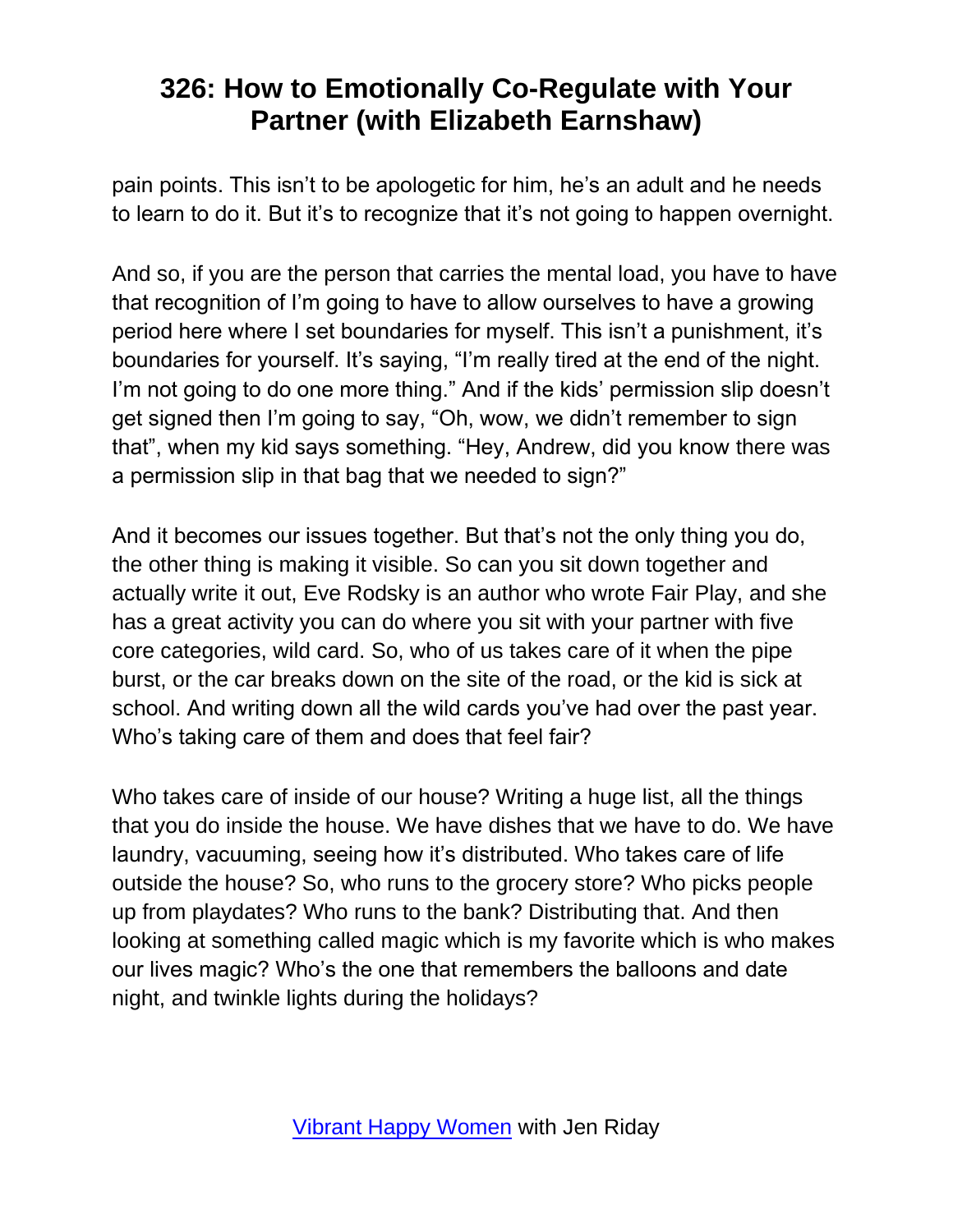pain points. This isn't to be apologetic for him, he's an adult and he needs to learn to do it. But it's to recognize that it's not going to happen overnight.

And so, if you are the person that carries the mental load, you have to have that recognition of I'm going to have to allow ourselves to have a growing period here where I set boundaries for myself. This isn't a punishment, it's boundaries for yourself. It's saying, "I'm really tired at the end of the night. I'm not going to do one more thing." And if the kids' permission slip doesn't get signed then I'm going to say, "Oh, wow, we didn't remember to sign that", when my kid says something. "Hey, Andrew, did you know there was a permission slip in that bag that we needed to sign?"

And it becomes our issues together. But that's not the only thing you do, the other thing is making it visible. So can you sit down together and actually write it out, Eve Rodsky is an author who wrote Fair Play, and she has a great activity you can do where you sit with your partner with five core categories, wild card. So, who of us takes care of it when the pipe burst, or the car breaks down on the site of the road, or the kid is sick at school. And writing down all the wild cards you've had over the past year. Who's taking care of them and does that feel fair?

Who takes care of inside of our house? Writing a huge list, all the things that you do inside the house. We have dishes that we have to do. We have laundry, vacuuming, seeing how it's distributed. Who takes care of life outside the house? So, who runs to the grocery store? Who picks people up from playdates? Who runs to the bank? Distributing that. And then looking at something called magic which is my favorite which is who makes our lives magic? Who's the one that remembers the balloons and date night, and twinkle lights during the holidays?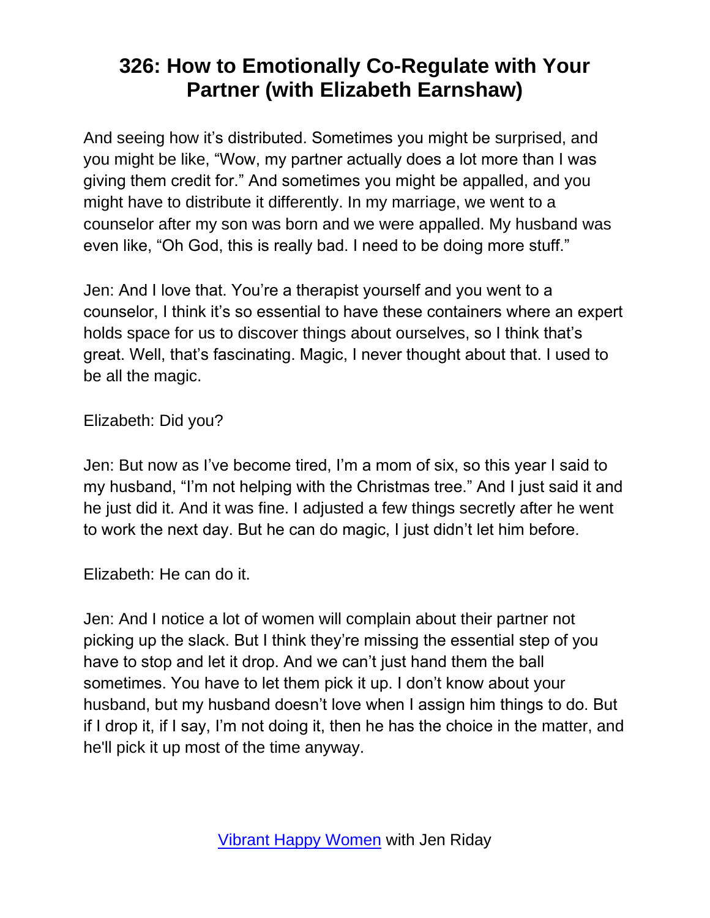And seeing how it's distributed. Sometimes you might be surprised, and you might be like, "Wow, my partner actually does a lot more than I was giving them credit for." And sometimes you might be appalled, and you might have to distribute it differently. In my marriage, we went to a counselor after my son was born and we were appalled. My husband was even like, "Oh God, this is really bad. I need to be doing more stuff."

Jen: And I love that. You're a therapist yourself and you went to a counselor, I think it's so essential to have these containers where an expert holds space for us to discover things about ourselves, so I think that's great. Well, that's fascinating. Magic, I never thought about that. I used to be all the magic.

Elizabeth: Did you?

Jen: But now as I've become tired, I'm a mom of six, so this year I said to my husband, "I'm not helping with the Christmas tree." And I just said it and he just did it. And it was fine. I adjusted a few things secretly after he went to work the next day. But he can do magic, I just didn't let him before.

Elizabeth: He can do it.

Jen: And I notice a lot of women will complain about their partner not picking up the slack. But I think they're missing the essential step of you have to stop and let it drop. And we can't just hand them the ball sometimes. You have to let them pick it up. I don't know about your husband, but my husband doesn't love when I assign him things to do. But if I drop it, if I say, I'm not doing it, then he has the choice in the matter, and he'll pick it up most of the time anyway.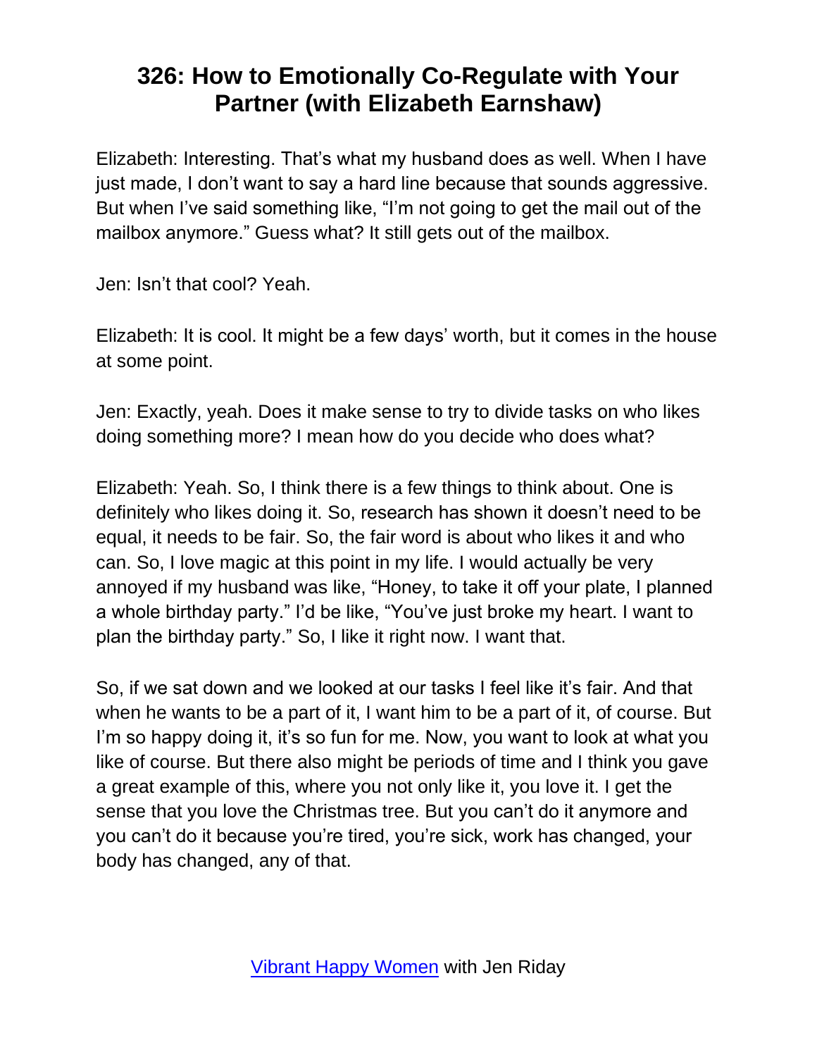# 326: How to Emotionally Co-Regulate with Your Partner (with Elizabeth Earnshaw)

Elizabeth: Interesting. That's what my husband does as well. When I have just made, I don't want to say a hard line because that sounds aggressive. But when I've said something like, "I'm not going to get the mail out of the mailbox anymore." Guess what? It still gets out of the mailbox.

Jen: Isn't that cool? Yeah.

Elizabeth: It is cool. It might be a few days' worth, but it comes in the house at some point.

Jen: Exactly, yeah. Does it make sense to try to divide tasks on who likes doing something more? I mean how do you decide who does what?

Elizabeth: Yeah. So, I think there is a few things to think about. One is definitely who likes doing it. So, research has shown it doesn't need to be equal, it needs to be fair. So, the fair word is about who likes it and who can. So, I love magic at this point in my life. I would actually be very annoyed if my husband was like, "Honey, to take it off your plate, I planned a whole birthday party." I'd be like, "You've just broke my heart. I want to plan the birthday party." So, I like it right now. I want that.

So, if we sat down and we looked at our tasks I feel like it's fair. And that when he wants to be a part of it, I want him to be a part of it, of course. But I'm so happy doing it, it's so fun for me. Now, you want to look at what you like of course. But there also might be periods of time and I think you gave a great example of this, where you not only like it, you love it. I get the sense that you love the Christmas tree. But you can't do it anymore and you can't do it because you're tired, you're sick, work has changed, your body has changed, any of that.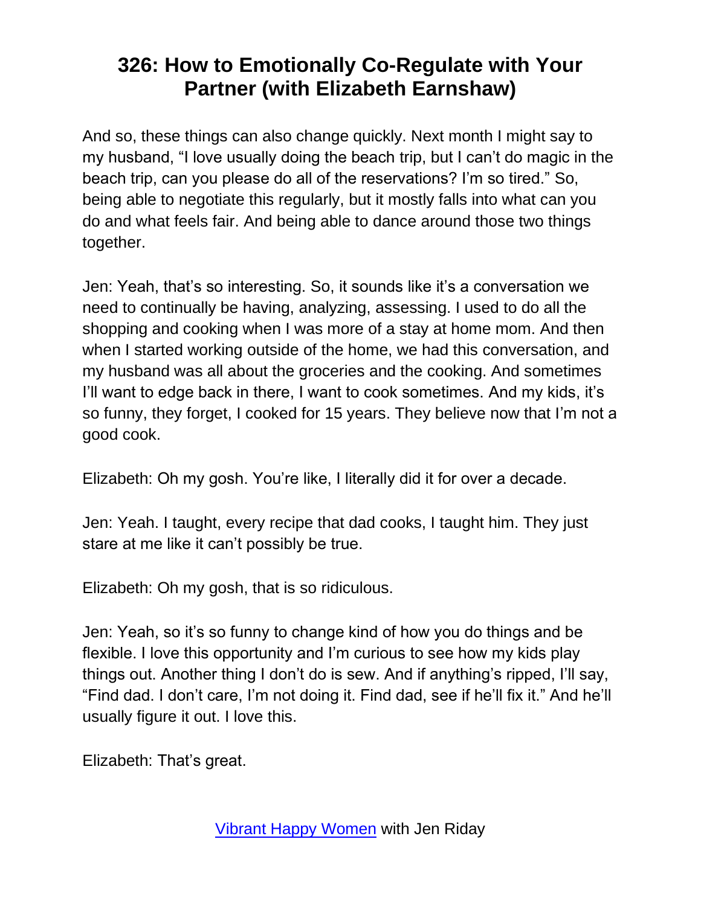And so, these things can also change quickly. Next month I might say to my husband, "I love usually doing the beach trip, but I can't do magic in the beach trip, can you please do all of the reservations? I'm so tired." So, being able to negotiate this regularly, but it mostly falls into what can you do and what feels fair. And being able to dance around those two things together.

Jen: Yeah, that's so interesting. So, it sounds like it's a conversation we need to continually be having, analyzing, assessing. I used to do all the shopping and cooking when I was more of a stay at home mom. And then when I started working outside of the home, we had this conversation, and my husband was all about the groceries and the cooking. And sometimes I'll want to edge back in there, I want to cook sometimes. And my kids, it's so funny, they forget, I cooked for 15 years. They believe now that I'm not a good cook.

Elizabeth: Oh my gosh. You're like, I literally did it for over a decade.

Jen: Yeah. I taught, every recipe that dad cooks, I taught him. They just stare at me like it can't possibly be true.

Elizabeth: Oh my gosh, that is so ridiculous.

Jen: Yeah, so it's so funny to change kind of how you do things and be flexible. I love this opportunity and I'm curious to see how my kids play things out. Another thing I don't do is sew. And if anything's ripped, I'll say, "Find dad. I don't care, I'm not doing it. Find dad, see if he'll fix it." And he'll usually figure it out. I love this.

Elizabeth: That's great.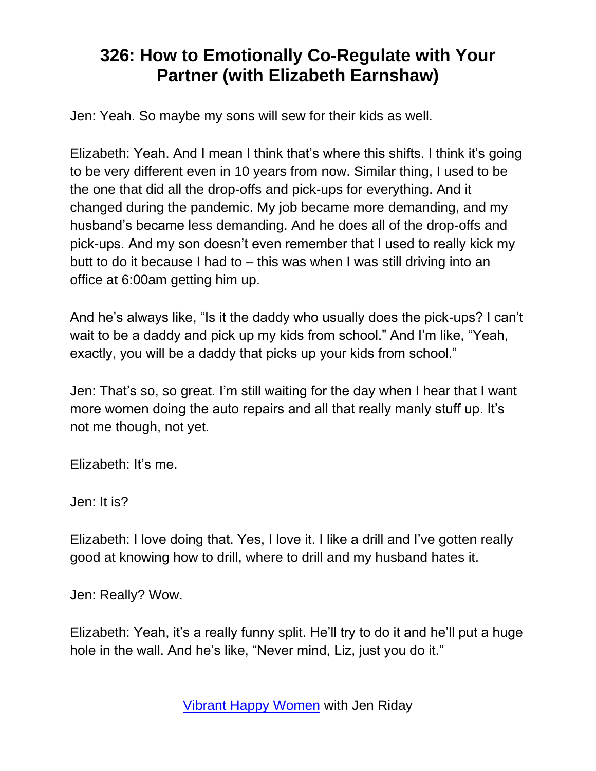Jen: Yeah. So maybe my sons will sew for their kids as well.

Elizabeth: Yeah. And I mean I think that's where this shifts. I think it's going to be very different even in 10 years from now. Similar thing, I used to be the one that did all the drop-offs and pick-ups for everything. And it changed during the pandemic. My job became more demanding, and my husband's became less demanding. And he does all of the drop-offs and pick-ups. And my son doesn't even remember that I used to really kick my butt to do it because I had to – this was when I was still driving into an office at 6:00am getting him up.

And he's always like, "Is it the daddy who usually does the pick-ups? I can't wait to be a daddy and pick up my kids from school." And I'm like, "Yeah, exactly, you will be a daddy that picks up your kids from school."

Jen: That's so, so great. I'm still waiting for the day when I hear that I want more women doing the auto repairs and all that really manly stuff up. It's not me though, not yet.

Elizabeth: It's me.

Jen: It is?

Elizabeth: I love doing that. Yes, I love it. I like a drill and I've gotten really good at knowing how to drill, where to drill and my husband hates it.

Jen: Really? Wow.

Elizabeth: Yeah, it's a really funny split. He'll try to do it and he'll put a huge hole in the wall. And he's like, "Never mind, Liz, just you do it."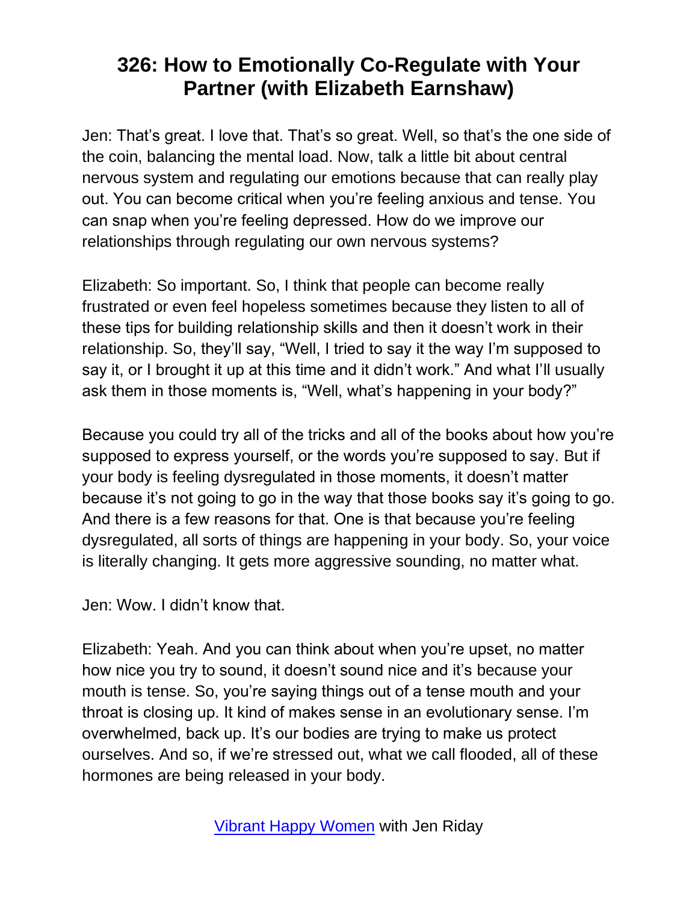# 326: How to Emotionally Co-Regulate with Your Partner (with Elizabeth Earnshaw)

Jen: That's great. I love that. That's so great. Well, so that's the one side of the coin, balancing the mental load. Now, talk a little bit about central nervous system and regulating our emotions because that can really play out. You can become critical when you're feeling anxious and tense. You can snap when you're feeling depressed. How do we improve our relationships through regulating our own nervous systems?

Elizabeth: So important. So, I think that people can become really frustrated or even feel hopeless sometimes because they listen to all of these tips for building relationship skills and then it doesn't work in their relationship. So, they'll say, "Well, I tried to say it the way I'm supposed to say it, or I brought it up at this time and it didn't work." And what I'll usually ask them in those moments is, "Well, what's happening in your body?"

Because you could try all of the tricks and all of the books about how you're supposed to express yourself, or the words you're supposed to say. But if your body is feeling dysregulated in those moments, it doesn't matter because it's not going to go in the way that those books say it's going to go. And there is a few reasons for that. One is that because you're feeling dysregulated, all sorts of things are happening in your body. So, your voice is literally changing. It gets more aggressive sounding, no matter what.

Jen: Wow. I didn't know that.

Elizabeth: Yeah. And you can think about when you're upset, no matter how nice you try to sound, it doesn't sound nice and it's because your mouth is tense. So, you're saying things out of a tense mouth and your throat is closing up. It kind of makes sense in an evolutionary sense. I'm overwhelmed, back up. It's our bodies are trying to make us protect ourselves. And so, if we're stressed out, what we call flooded, all of these hormones are being released in your body.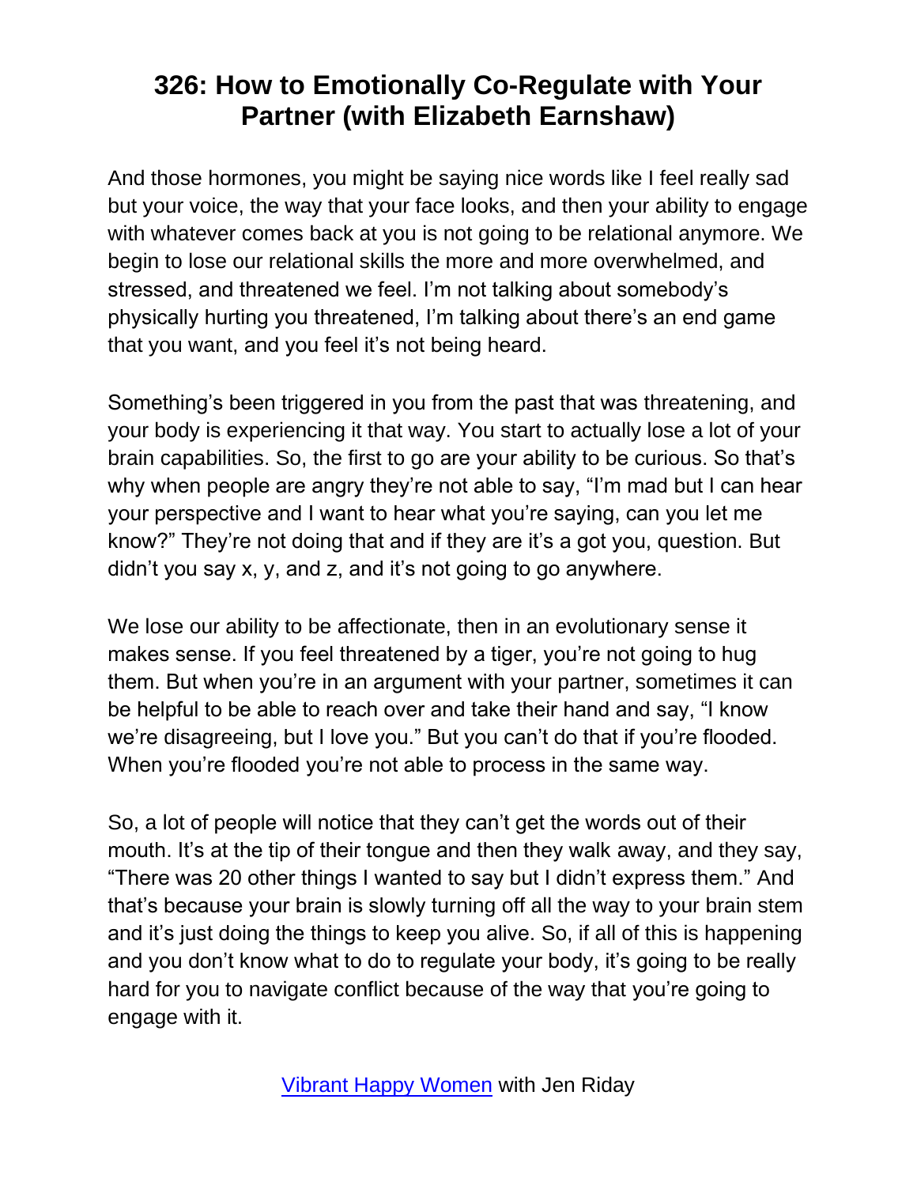And those hormones, you might be saying nice words like I feel really sad but your voice, the way that your face looks, and then your ability to engage with whatever comes back at you is not going to be relational anymore. We begin to lose our relational skills the more and more overwhelmed, and stressed, and threatened we feel. I'm not talking about somebody's physically hurting you threatened, I'm talking about there's an end game that you want, and you feel it's not being heard.

Something's been triggered in you from the past that was threatening, and your body is experiencing it that way. You start to actually lose a lot of your brain capabilities. So, the first to go are your ability to be curious. So that's why when people are angry they're not able to say, "I'm mad but I can hear your perspective and I want to hear what you're saying, can you let me know?" They're not doing that and if they are it's a got you, question. But didn't you say x, y, and z, and it's not going to go anywhere.

We lose our ability to be affectionate, then in an evolutionary sense it makes sense. If you feel threatened by a tiger, you're not going to hug them. But when you're in an argument with your partner, sometimes it can be helpful to be able to reach over and take their hand and say, "I know we're disagreeing, but I love you." But you can't do that if you're flooded. When you're flooded you're not able to process in the same way.

So, a lot of people will notice that they can't get the words out of their mouth. It's at the tip of their tongue and then they walk away, and they say, "There was 20 other things I wanted to say but I didn't express them." And that's because your brain is slowly turning off all the way to your brain stem and it's just doing the things to keep you alive. So, if all of this is happening and you don't know what to do to regulate your body, it's going to be really hard for you to navigate conflict because of the way that you're going to engage with it.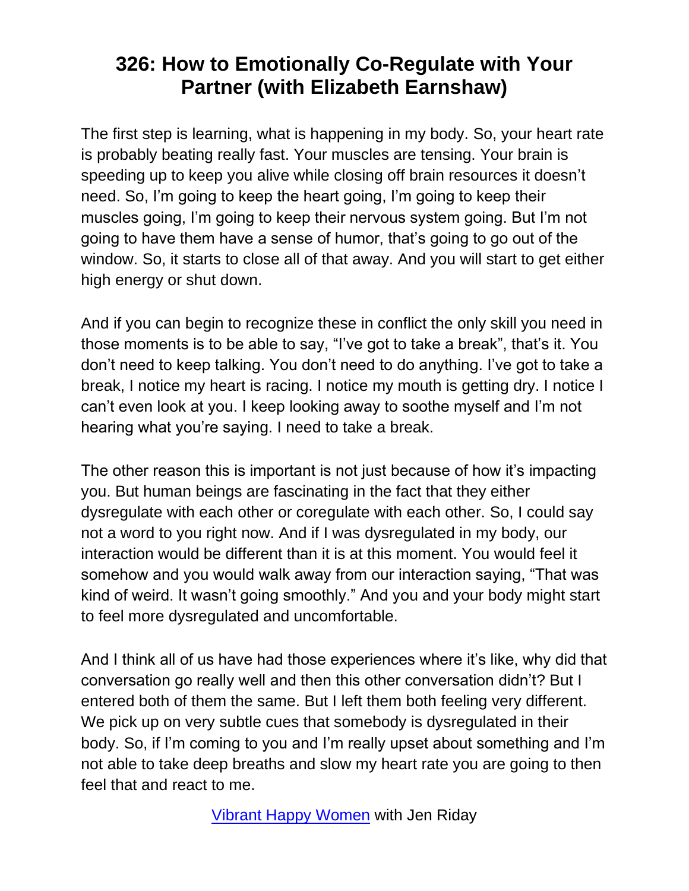# 326: How to Emotionally Co-Regulate with Your Partner (with Elizabeth Earnshaw)

The first step is learning, what is happening in my body. So, your heart rate is probably beating really fast. Your muscles are tensing. Your brain is speeding up to keep you alive while closing off brain resources it doesn't need. So, I'm going to keep the heart going, I'm going to keep their muscles going, I'm going to keep their nervous system going. But I'm not going to have them have a sense of humor, that's going to go out of the window. So, it starts to close all of that away. And you will start to get either high energy or shut down.

And if you can begin to recognize these in conflict the only skill you need in those moments is to be able to say, "I've got to take a break", that's it. You don't need to keep talking. You don't need to do anything. I've got to take a break, I notice my heart is racing. I notice my mouth is getting dry. I notice I can't even look at you. I keep looking away to soothe myself and I'm not hearing what you're saying. I need to take a break.

The other reason this is important is not just because of how it's impacting you. But human beings are fascinating in the fact that they either dysregulate with each other or coregulate with each other. So, I could say not a word to you right now. And if I was dysregulated in my body, our interaction would be different than it is at this moment. You would feel it somehow and you would walk away from our interaction saying, "That was kind of weird. It wasn't going smoothly." And you and your body might start to feel more dysregulated and uncomfortable.

And I think all of us have had those experiences where it's like, why did that conversation go really well and then this other conversation didn't? But I entered both of them the same. But I left them both feeling very different. We pick up on very subtle cues that somebody is dysregulated in their body. So, if I'm coming to you and I'm really upset about something and I'm not able to take deep breaths and slow my heart rate you are going to then feel that and react to me.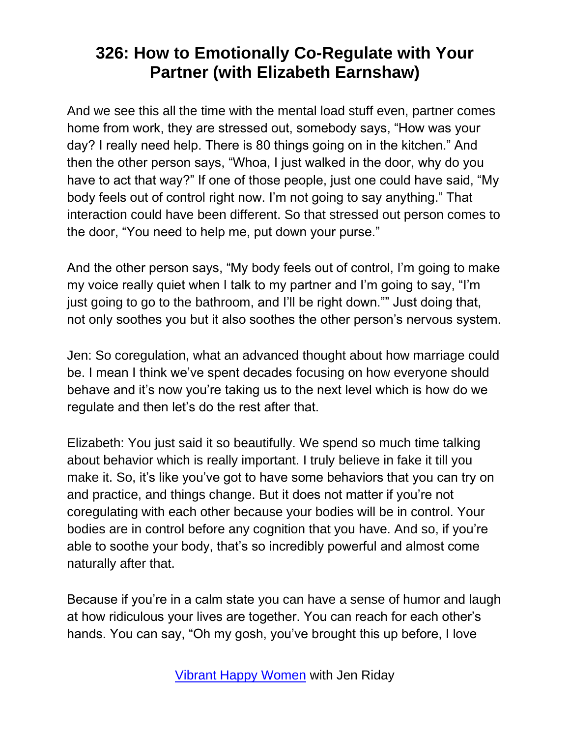# 326: How to Emotionally Co-Regulate with Your Partner (with Elizabeth Earnshaw)

And we see this all the time with the mental load stuff even, partner comes home from work, they are stressed out, somebody says, "How was your day? I really need help. There is 80 things going on in the kitchen." And then the other person says, "Whoa, I just walked in the door, why do you have to act that way?" If one of those people, just one could have said, "My body feels out of control right now. I'm not going to say anything." That interaction could have been different. So that stressed out person comes to the door, "You need to help me, put down your purse."

And the other person says, "My body feels out of control, I'm going to make my voice really quiet when I talk to my partner and I'm going to say, "I'm just going to go to the bathroom, and I'll be right down."" Just doing that, not only soothes you but it also soothes the other person's nervous system.

Jen: So coregulation, what an advanced thought about how marriage could be. I mean I think we've spent decades focusing on how everyone should behave and it's now you're taking us to the next level which is how do we regulate and then let's do the rest after that.

Elizabeth: You just said it so beautifully. We spend so much time talking about behavior which is really important. I truly believe in fake it till you make it. So, it's like you've got to have some behaviors that you can try on and practice, and things change. But it does not matter if you're not coregulating with each other because your bodies will be in control. Your bodies are in control before any cognition that you have. And so, if you're able to soothe your body, that's so incredibly powerful and almost come naturally after that.

Because if you're in a calm state you can have a sense of humor and laugh at how ridiculous your lives are together. You can reach for each other's hands. You can say, "Oh my gosh, you've brought this up before, I love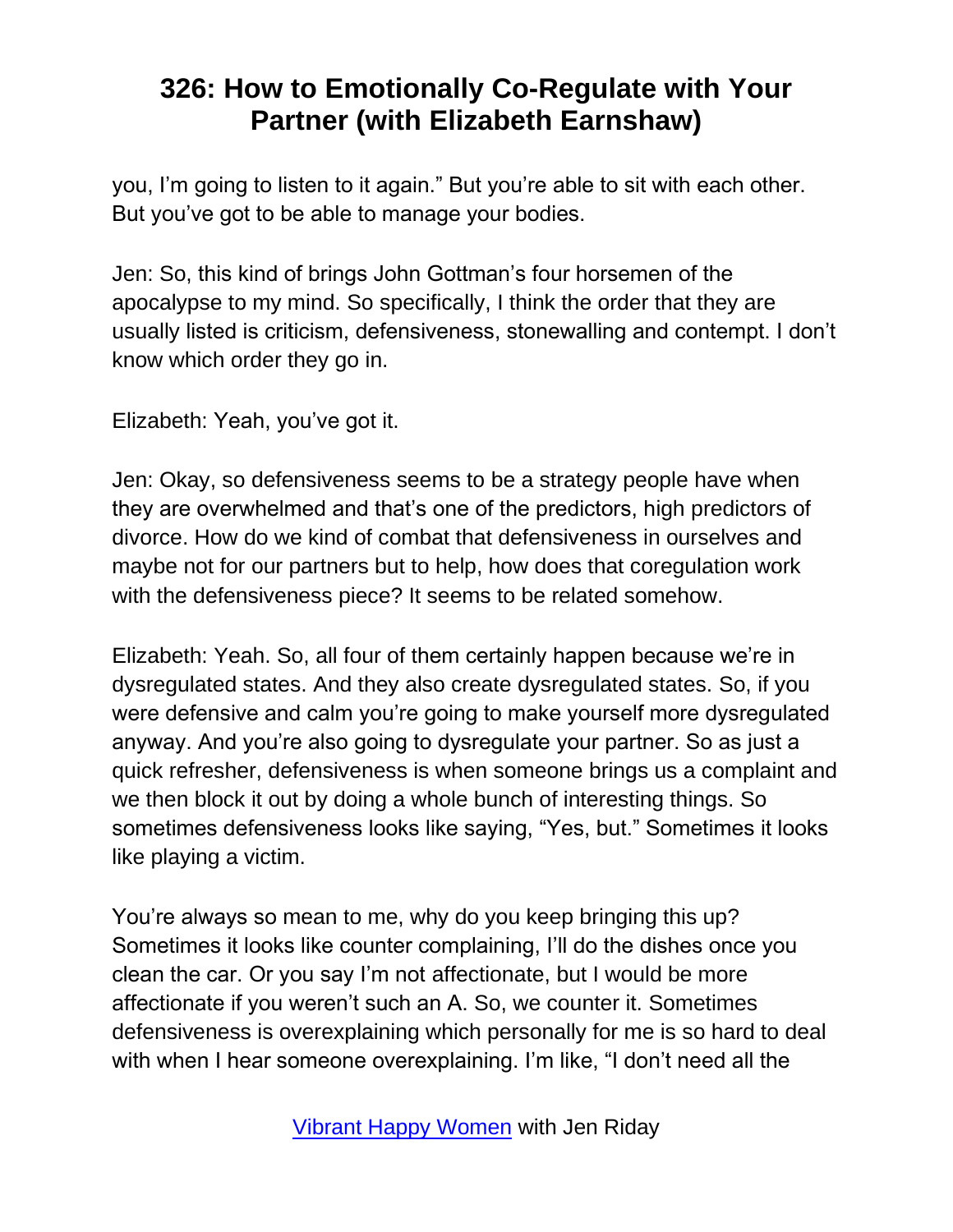you, I'm going to listen to it again." But you're able to sit with each other. But you've got to be able to manage your bodies.

Jen: So, this kind of brings John Gottman's four horsemen of the apocalypse to my mind. So specifically, I think the order that they are usually listed is criticism, defensiveness, stonewalling and contempt. I don't know which order they go in.

Elizabeth: Yeah, you've got it.

Jen: Okay, so defensiveness seems to be a strategy people have when they are overwhelmed and that's one of the predictors, high predictors of divorce. How do we kind of combat that defensiveness in ourselves and maybe not for our partners but to help, how does that coregulation work with the defensiveness piece? It seems to be related somehow.

Elizabeth: Yeah. So, all four of them certainly happen because we're in dysregulated states. And they also create dysregulated states. So, if you were defensive and calm you're going to make yourself more dysregulated anyway. And you're also going to dysregulate your partner. So as just a quick refresher, defensiveness is when someone brings us a complaint and we then block it out by doing a whole bunch of interesting things. So sometimes defensiveness looks like saying, "Yes, but." Sometimes it looks like playing a victim.

You're always so mean to me, why do you keep bringing this up? Sometimes it looks like counter complaining, I'll do the dishes once you clean the car. Or you say I'm not affectionate, but I would be more affectionate if you weren't such an A. So, we counter it. Sometimes defensiveness is overexplaining which personally for me is so hard to deal with when I hear someone overexplaining. I'm like, "I don't need all the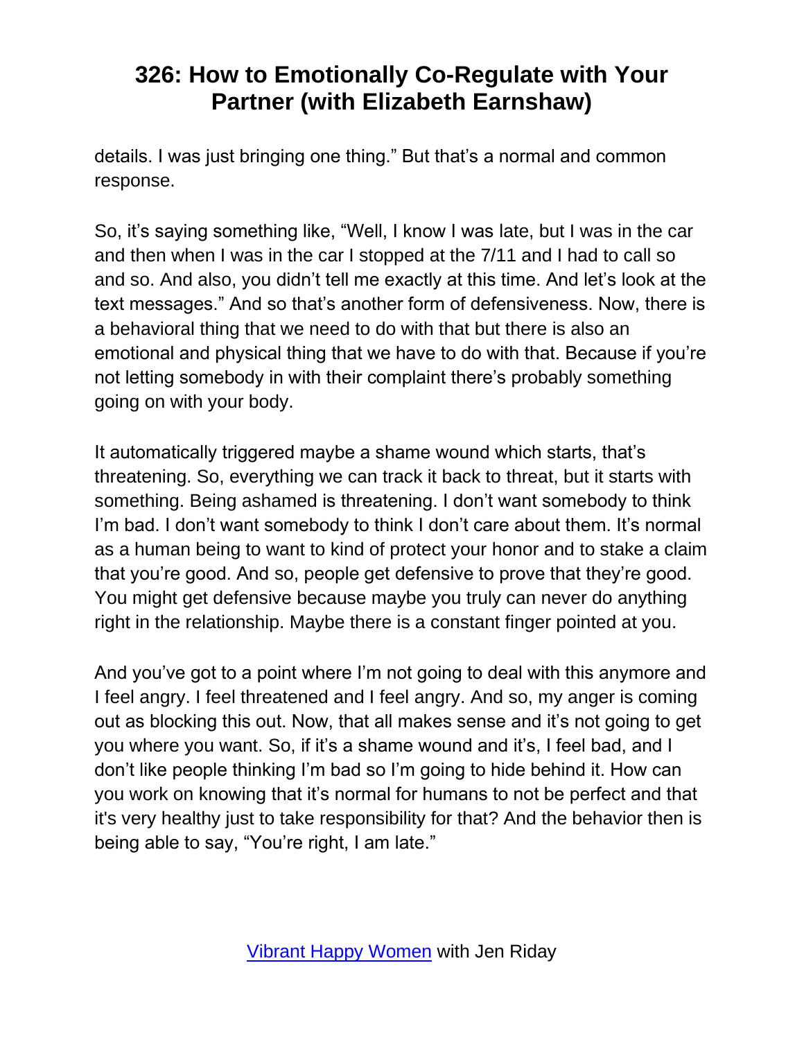details. I was just bringing one thing." But that's a normal and common response.

So, it's saying something like, "Well, I know I was late, but I was in the car and then when I was in the car I stopped at the 7/11 and I had to call so and so. And also, you didn't tell me exactly at this time. And let's look at the text messages." And so that's another form of defensiveness. Now, there is a behavioral thing that we need to do with that but there is also an emotional and physical thing that we have to do with that. Because if you're not letting somebody in with their complaint there's probably something going on with your body.

It automatically triggered maybe a shame wound which starts, that's threatening. So, everything we can track it back to threat, but it starts with something. Being ashamed is threatening. I don't want somebody to think I'm bad. I don't want somebody to think I don't care about them. It's normal as a human being to want to kind of protect your honor and to stake a claim that you're good. And so, people get defensive to prove that they're good. You might get defensive because maybe you truly can never do anything right in the relationship. Maybe there is a constant finger pointed at you.

And you've got to a point where I'm not going to deal with this anymore and I feel angry. I feel threatened and I feel angry. And so, my anger is coming out as blocking this out. Now, that all makes sense and it's not going to get you where you want. So, if it's a shame wound and it's, I feel bad, and I don't like people thinking I'm bad so I'm going to hide behind it. How can you work on knowing that it's normal for humans to not be perfect and that it's very healthy just to take responsibility for that? And the behavior then is being able to say, "You're right, I am late."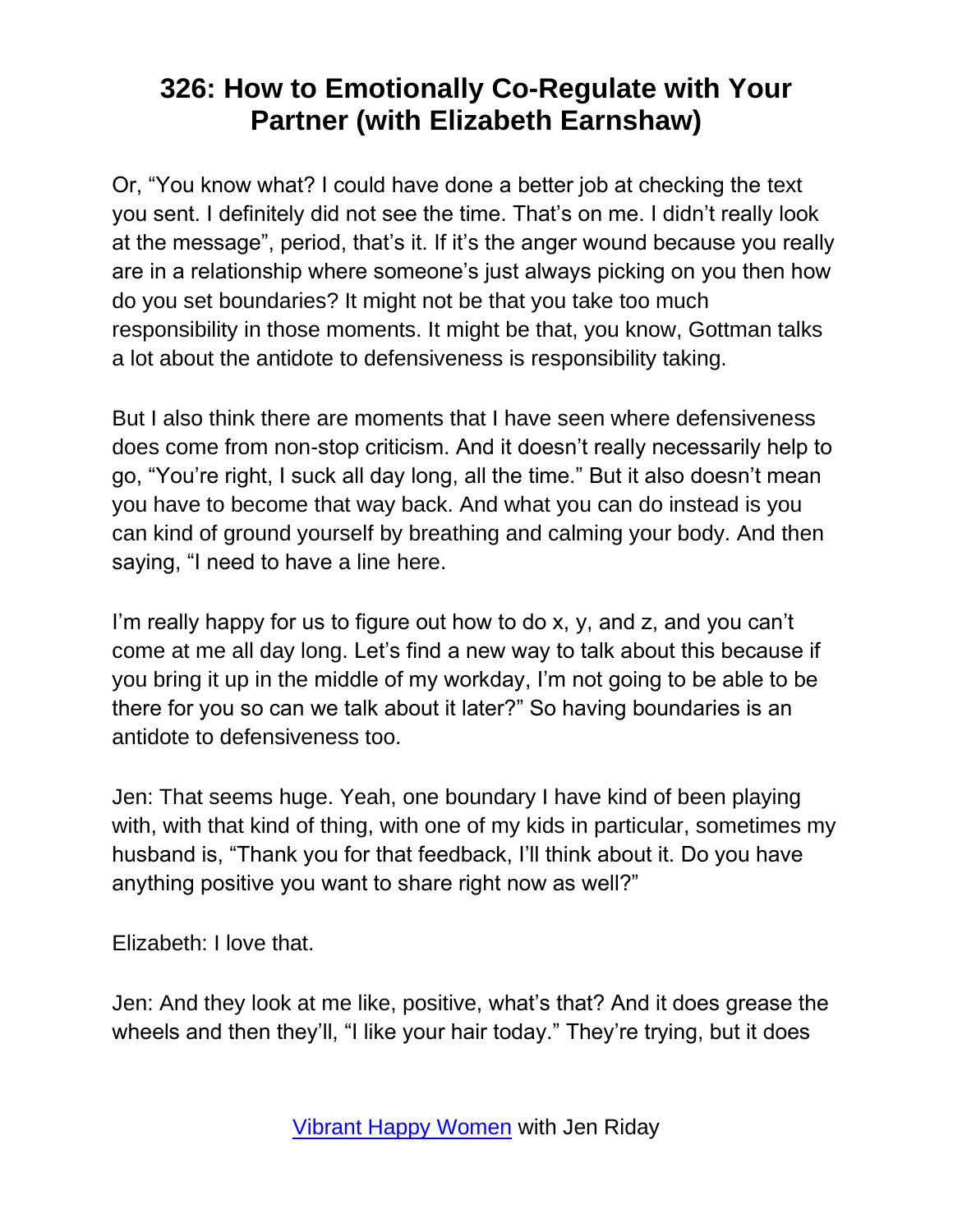Or, “You know what? I could have done a better job at checking the text you sent. I definitely did not see the time. That’s on me. I didn’t really look at the message”, period, that’s it. If it’s the anger wound because you really are in a relationship where someone’s just always picking on you then how do you set boundaries? It might not be that you take too much responsibility in those moments. It might be that, you know, Gottman talks a lot about the antidote to defensiveness is responsibility taking.

But I also think there are moments that I have seen where defensiveness does come from non-stop criticism. And it doesn’t really necessarily help to go, “You’re right, I suck all day long, all the time.” But it also doesn’t mean you have to become that way back. And what you can do instead is you can kind of ground yourself by breathing and calming your body. And then saying, “I need to have a line here.

I’m really happy for us to figure out how to do x, y, and z, and you can’t come at me all day long. Let’s find a new way to talk about this because if you bring it up in the middle of my workday, I’m not going to be able to be there for you so can we talk about it later?” So having boundaries is an antidote to defensiveness too.

Jen: That seems huge. Yeah, one boundary I have kind of been playing with, with that kind of thing, with one of my kids in particular, sometimes my husband is, “Thank you for that feedback, I’ll think about it. Do you have anything positive you want to share right now as well?”

Elizabeth: I love that.

Jen: And they look at me like, positive, what’s that? And it does grease the wheels and then they’ll, “I like your hair today.” They’re trying, but it does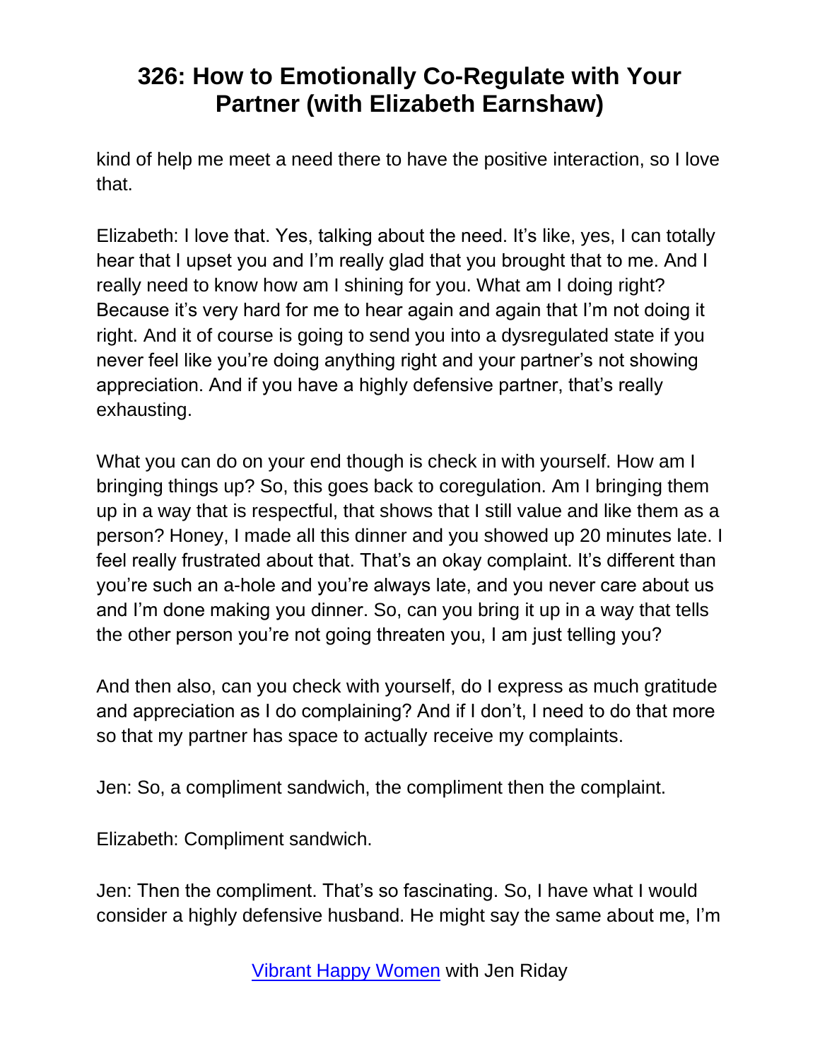kind of help me meet a need there to have the positive interaction, so I love that.

Elizabeth: I love that. Yes, talking about the need. It's like, yes, I can totally hear that I upset you and I'm really glad that you brought that to me. And I really need to know how am I shining for you. What am I doing right? Because it's very hard for me to hear again and again that I'm not doing it right. And it of course is going to send you into a dysregulated state if you never feel like you're doing anything right and your partner's not showing appreciation. And if you have a highly defensive partner, that's really exhausting.

What you can do on your end though is check in with yourself. How am I bringing things up? So, this goes back to coregulation. Am I bringing them up in a way that is respectful, that shows that I still value and like them as a person? Honey, I made all this dinner and you showed up 20 minutes late. I feel really frustrated about that. That's an okay complaint. It's different than you're such an a-hole and you're always late, and you never care about us and I'm done making you dinner. So, can you bring it up in a way that tells the other person you're not going threaten you, I am just telling you?

And then also, can you check with yourself, do I express as much gratitude and appreciation as I do complaining? And if I don't, I need to do that more so that my partner has space to actually receive my complaints.

Jen: So, a compliment sandwich, the compliment then the complaint.

Elizabeth: Compliment sandwich.

Jen: Then the compliment. That's so fascinating. So, I have what I would consider a highly defensive husband. He might say the same about me, I'm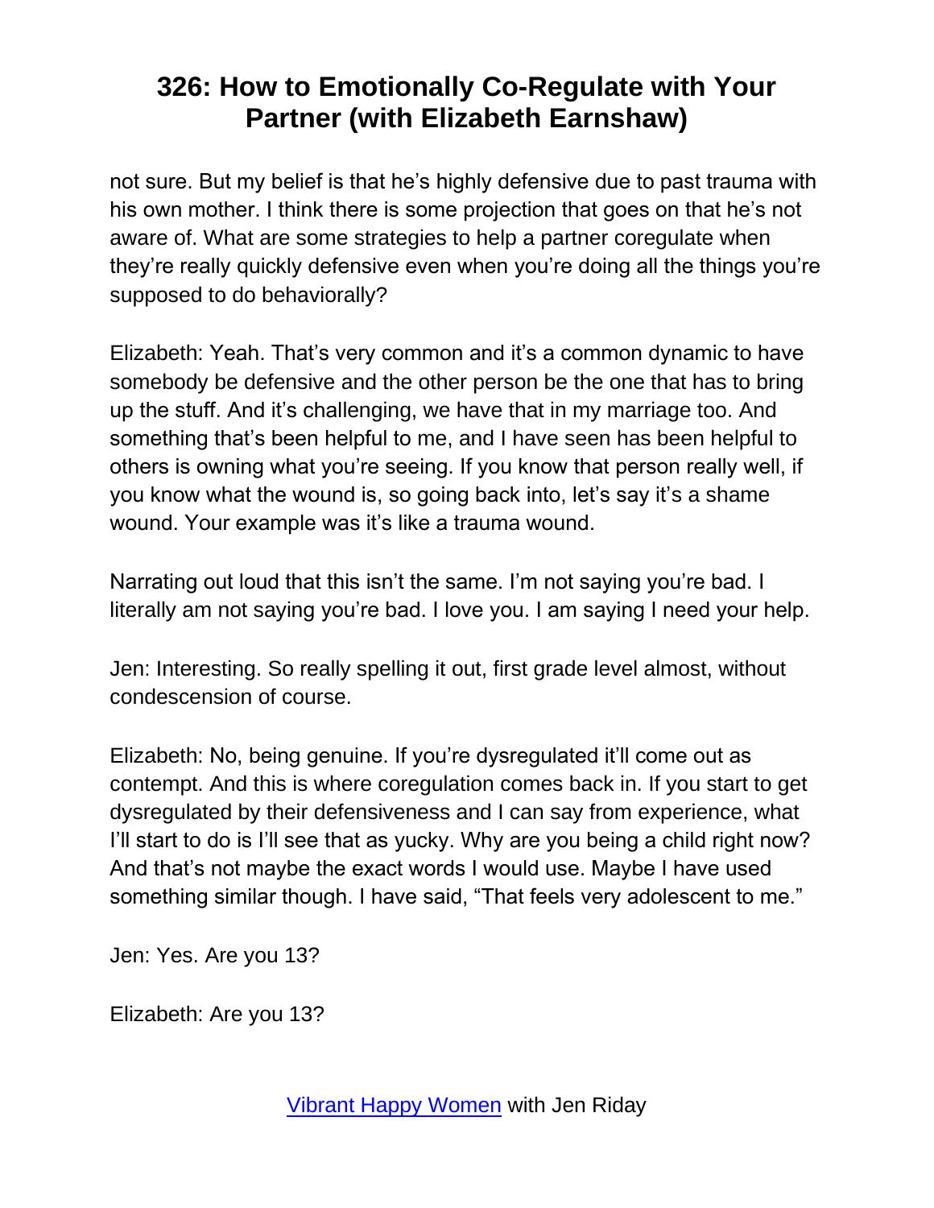not sure. But my belief is that he's highly defensive due to past trauma with his own mother. I think there is some projection that goes on that he's not aware of. What are some strategies to help a partner coregulate when they're really quickly defensive even when you're doing all the things you're supposed to do behaviorally?

Elizabeth: Yeah. That's very common and it's a common dynamic to have somebody be defensive and the other person be the one that has to bring up the stuff. And it's challenging, we have that in my marriage too. And something that's been helpful to me, and I have seen has been helpful to others is owning what you're seeing. If you know that person really well, if you know what the wound is, so going back into, let's say it's a shame wound. Your example was it's like a trauma wound.

Narrating out loud that this isn't the same. I'm not saying you're bad. I literally am not saying you're bad. I love you. I am saying I need your help.

Jen: Interesting. So really spelling it out, first grade level almost, without condescension of course.

Elizabeth: No, being genuine. If you're dysregulated it'll come out as contempt. And this is where coregulation comes back in. If you start to get dysregulated by their defensiveness and I can say from experience, what I'll start to do is I'll see that as yucky. Why are you being a child right now? And that's not maybe the exact words I would use. Maybe I have used something similar though. I have said, "That feels very adolescent to me."

Jen: Yes. Are you 13?

Elizabeth: Are you 13?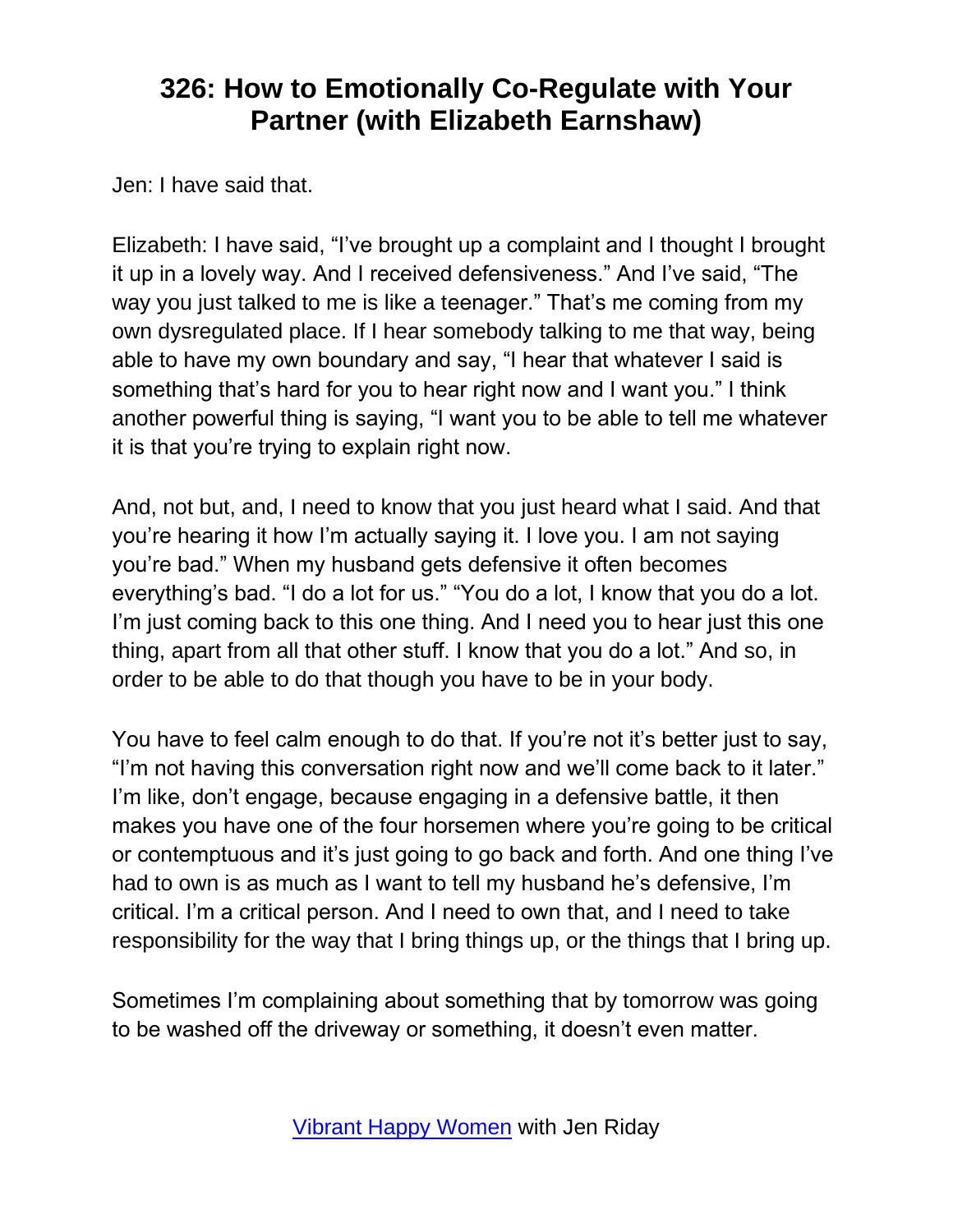# 326: How to Emotionally Co-Regulate with Your Partner (with Elizabeth Earnshaw)

Jen: I have said that.

Elizabeth: I have said, "I've brought up a complaint and I thought I brought it up in a lovely way. And I received defensiveness." And I've said, "The way you just talked to me is like a teenager." That's me coming from my own dysregulated place. If I hear somebody talking to me that way, being able to have my own boundary and say, "I hear that whatever I said is something that's hard for you to hear right now and I want you." I think another powerful thing is saying, "I want you to be able to tell me whatever it is that you're trying to explain right now.

And, not but, and, I need to know that you just heard what I said. And that you're hearing it how I'm actually saying it. I love you. I am not saying you're bad." When my husband gets defensive it often becomes everything's bad. "I do a lot for us." "You do a lot, I know that you do a lot. I'm just coming back to this one thing. And I need you to hear just this one thing, apart from all that other stuff. I know that you do a lot." And so, in order to be able to do that though you have to be in your body.

You have to feel calm enough to do that. If you're not it's better just to say, "I'm not having this conversation right now and we'll come back to it later." I'm like, don't engage, because engaging in a defensive battle, it then makes you have one of the four horsemen where you're going to be critical or contemptuous and it's just going to go back and forth. And one thing I've had to own is as much as I want to tell my husband he's defensive, I'm critical. I'm a critical person. And I need to own that, and I need to take responsibility for the way that I bring things up, or the things that I bring up.

Sometimes I'm complaining about something that by tomorrow was going to be washed off the driveway or something, it doesn't even matter.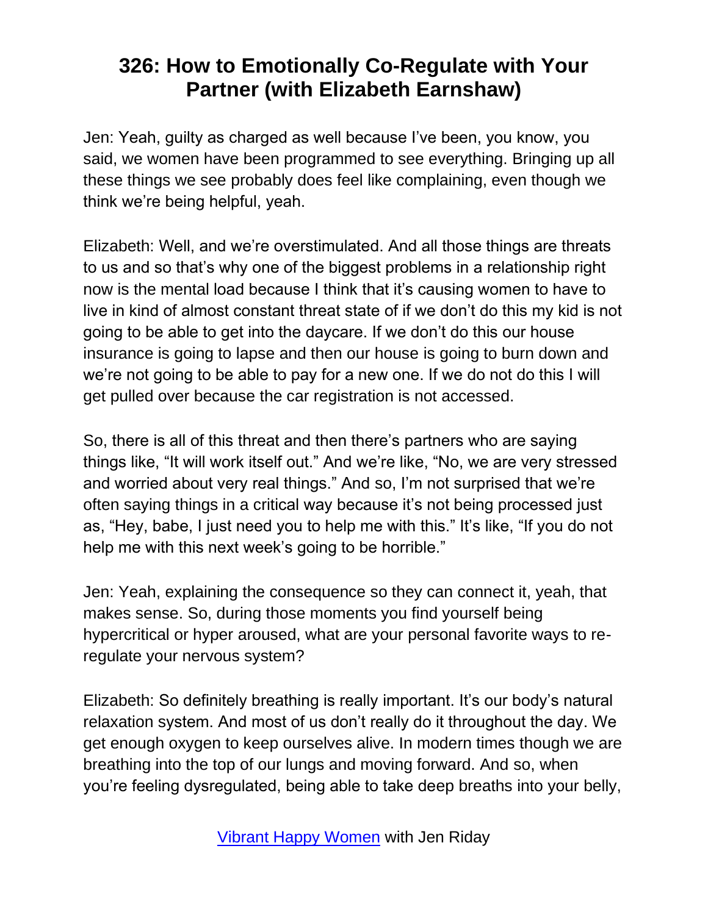Jen: Yeah, guilty as charged as well because I've been, you know, you said, we women have been programmed to see everything. Bringing up all these things we see probably does feel like complaining, even though we think we're being helpful, yeah.

Elizabeth: Well, and we're overstimulated. And all those things are threats to us and so that's why one of the biggest problems in a relationship right now is the mental load because I think that it's causing women to have to live in kind of almost constant threat state of if we don't do this my kid is not going to be able to get into the daycare. If we don't do this our house insurance is going to lapse and then our house is going to burn down and we're not going to be able to pay for a new one. If we do not do this I will get pulled over because the car registration is not accessed.

So, there is all of this threat and then there's partners who are saying things like, "It will work itself out." And we're like, "No, we are very stressed and worried about very real things." And so, I'm not surprised that we're often saying things in a critical way because it's not being processed just as, "Hey, babe, I just need you to help me with this." It's like, "If you do not help me with this next week's going to be horrible."

Jen: Yeah, explaining the consequence so they can connect it, yeah, that makes sense. So, during those moments you find yourself being hypercritical or hyper aroused, what are your personal favorite ways to re-regulate your nervous system?

Elizabeth: So definitely breathing is really important. It's our body's natural relaxation system. And most of us don't really do it throughout the day. We get enough oxygen to keep ourselves alive. In modern times though we are breathing into the top of our lungs and moving forward. And so, when you're feeling dysregulated, being able to take deep breaths into your belly,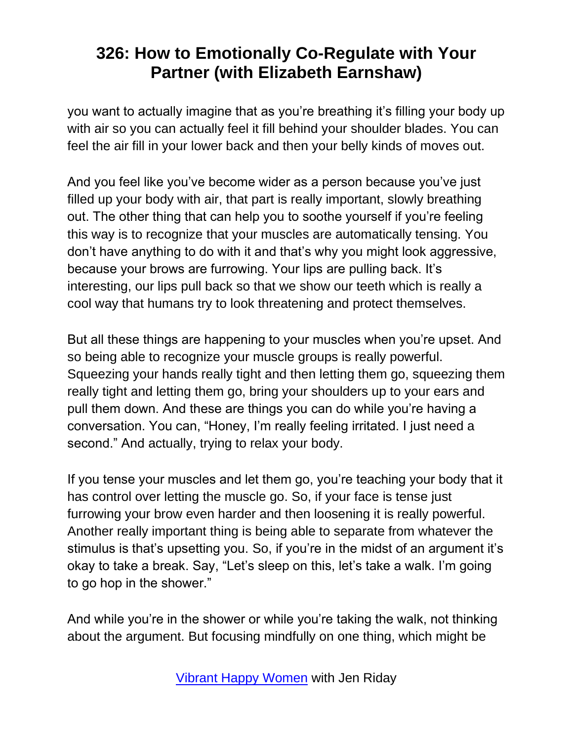you want to actually imagine that as you're breathing it's filling your body up with air so you can actually feel it fill behind your shoulder blades. You can feel the air fill in your lower back and then your belly kinds of moves out.

And you feel like you've become wider as a person because you've just filled up your body with air, that part is really important, slowly breathing out. The other thing that can help you to soothe yourself if you're feeling this way is to recognize that your muscles are automatically tensing. You don't have anything to do with it and that's why you might look aggressive, because your brows are furrowing. Your lips are pulling back. It's interesting, our lips pull back so that we show our teeth which is really a cool way that humans try to look threatening and protect themselves.

But all these things are happening to your muscles when you're upset. And so being able to recognize your muscle groups is really powerful. Squeezing your hands really tight and then letting them go, squeezing them really tight and letting them go, bring your shoulders up to your ears and pull them down. And these are things you can do while you're having a conversation. You can, "Honey, I'm really feeling irritated. I just need a second." And actually, trying to relax your body.

If you tense your muscles and let them go, you're teaching your body that it has control over letting the muscle go. So, if your face is tense just furrowing your brow even harder and then loosening it is really powerful. Another really important thing is being able to separate from whatever the stimulus is that's upsetting you. So, if you're in the midst of an argument it's okay to take a break. Say, "Let's sleep on this, let's take a walk. I'm going to go hop in the shower."

And while you're in the shower or while you're taking the walk, not thinking about the argument. But focusing mindfully on one thing, which might be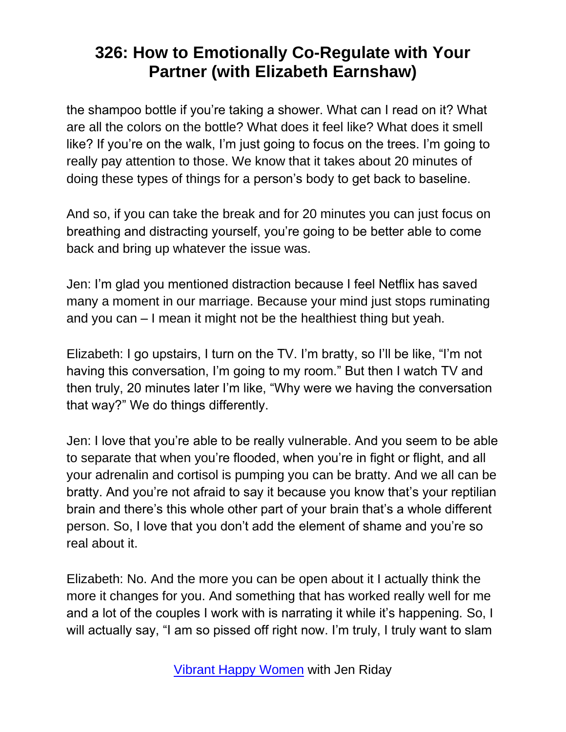the shampoo bottle if you're taking a shower. What can I read on it? What are all the colors on the bottle? What does it feel like? What does it smell like? If you're on the walk, I'm just going to focus on the trees. I'm going to really pay attention to those. We know that it takes about 20 minutes of doing these types of things for a person's body to get back to baseline.

And so, if you can take the break and for 20 minutes you can just focus on breathing and distracting yourself, you're going to be better able to come back and bring up whatever the issue was.

Jen: I'm glad you mentioned distraction because I feel Netflix has saved many a moment in our marriage. Because your mind just stops ruminating and you can – I mean it might not be the healthiest thing but yeah.

Elizabeth: I go upstairs, I turn on the TV. I'm bratty, so I'll be like, "I'm not having this conversation, I'm going to my room." But then I watch TV and then truly, 20 minutes later I'm like, "Why were we having the conversation that way?" We do things differently.

Jen: I love that you're able to be really vulnerable. And you seem to be able to separate that when you're flooded, when you're in fight or flight, and all your adrenalin and cortisol is pumping you can be bratty. And we all can be bratty. And you're not afraid to say it because you know that's your reptilian brain and there's this whole other part of your brain that's a whole different person. So, I love that you don't add the element of shame and you're so real about it.

Elizabeth: No. And the more you can be open about it I actually think the more it changes for you. And something that has worked really well for me and a lot of the couples I work with is narrating it while it's happening. So, I will actually say, "I am so pissed off right now. I'm truly, I truly want to slam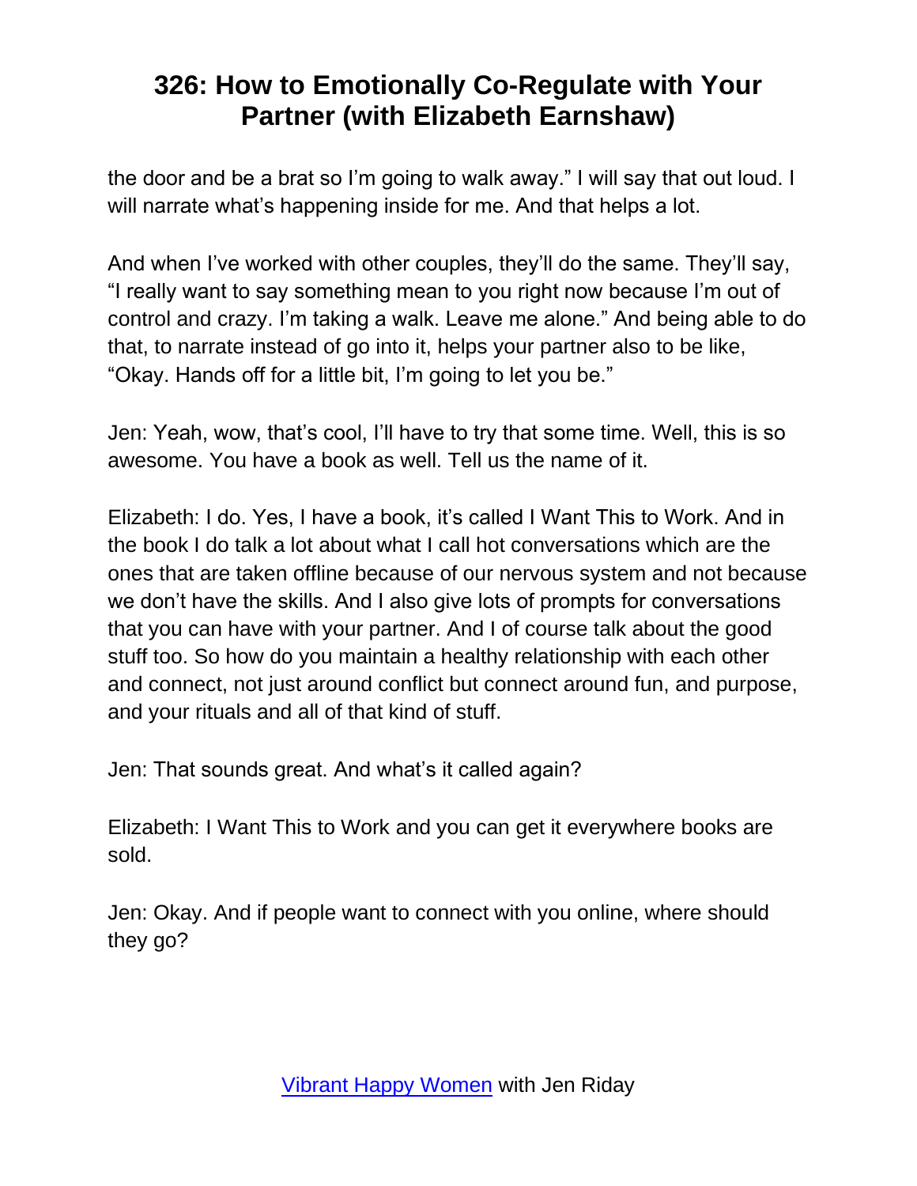the door and be a brat so I'm going to walk away." I will say that out loud. I will narrate what's happening inside for me. And that helps a lot.

And when I've worked with other couples, they'll do the same. They'll say, "I really want to say something mean to you right now because I'm out of control and crazy. I'm taking a walk. Leave me alone." And being able to do that, to narrate instead of go into it, helps your partner also to be like, "Okay. Hands off for a little bit, I'm going to let you be."

Jen: Yeah, wow, that's cool, I'll have to try that some time. Well, this is so awesome. You have a book as well. Tell us the name of it.

Elizabeth: I do. Yes, I have a book, it's called I Want This to Work. And in the book I do talk a lot about what I call hot conversations which are the ones that are taken offline because of our nervous system and not because we don't have the skills. And I also give lots of prompts for conversations that you can have with your partner. And I of course talk about the good stuff too. So how do you maintain a healthy relationship with each other and connect, not just around conflict but connect around fun, and purpose, and your rituals and all of that kind of stuff.

Jen: That sounds great. And what's it called again?

Elizabeth: I Want This to Work and you can get it everywhere books are sold.

Jen: Okay. And if people want to connect with you online, where should they go?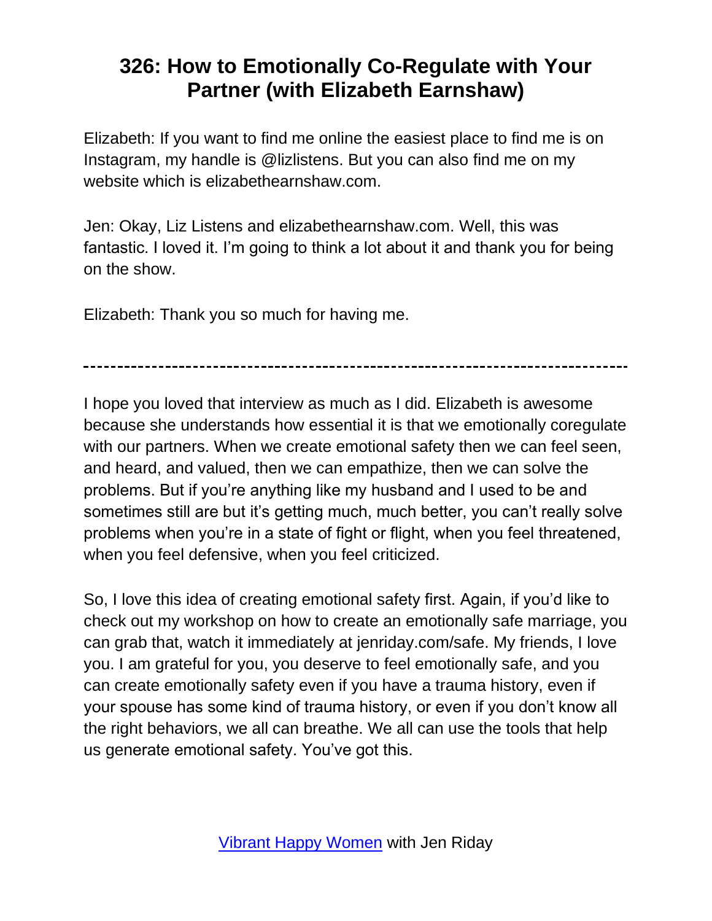# 326: How to Emotionally Co-Regulate with Your Partner (with Elizabeth Earnshaw)

Elizabeth: If you want to find me online the easiest place to find me is on Instagram, my handle is @lizlistens. But you can also find me on my website which is elizabethearnshaw.com.

Jen: Okay, Liz Listens and elizabethearnshaw.com. Well, this was fantastic. I loved it. I'm going to think a lot about it and thank you for being on the show.

Elizabeth: Thank you so much for having me.

---

I hope you loved that interview as much as I did. Elizabeth is awesome because she understands how essential it is that we emotionally coregulate with our partners. When we create emotional safety then we can feel seen, and heard, and valued, then we can empathize, then we can solve the problems. But if you're anything like my husband and I used to be and sometimes still are but it's getting much, much better, you can't really solve problems when you're in a state of fight or flight, when you feel threatened, when you feel defensive, when you feel criticized.

So, I love this idea of creating emotional safety first. Again, if you'd like to check out my workshop on how to create an emotionally safe marriage, you can grab that, watch it immediately at jenriday.com/safe. My friends, I love you. I am grateful for you, you deserve to feel emotionally safe, and you can create emotionally safety even if you have a trauma history, even if your spouse has some kind of trauma history, or even if you don't know all the right behaviors, we all can breathe. We all can use the tools that help us generate emotional safety. You've got this.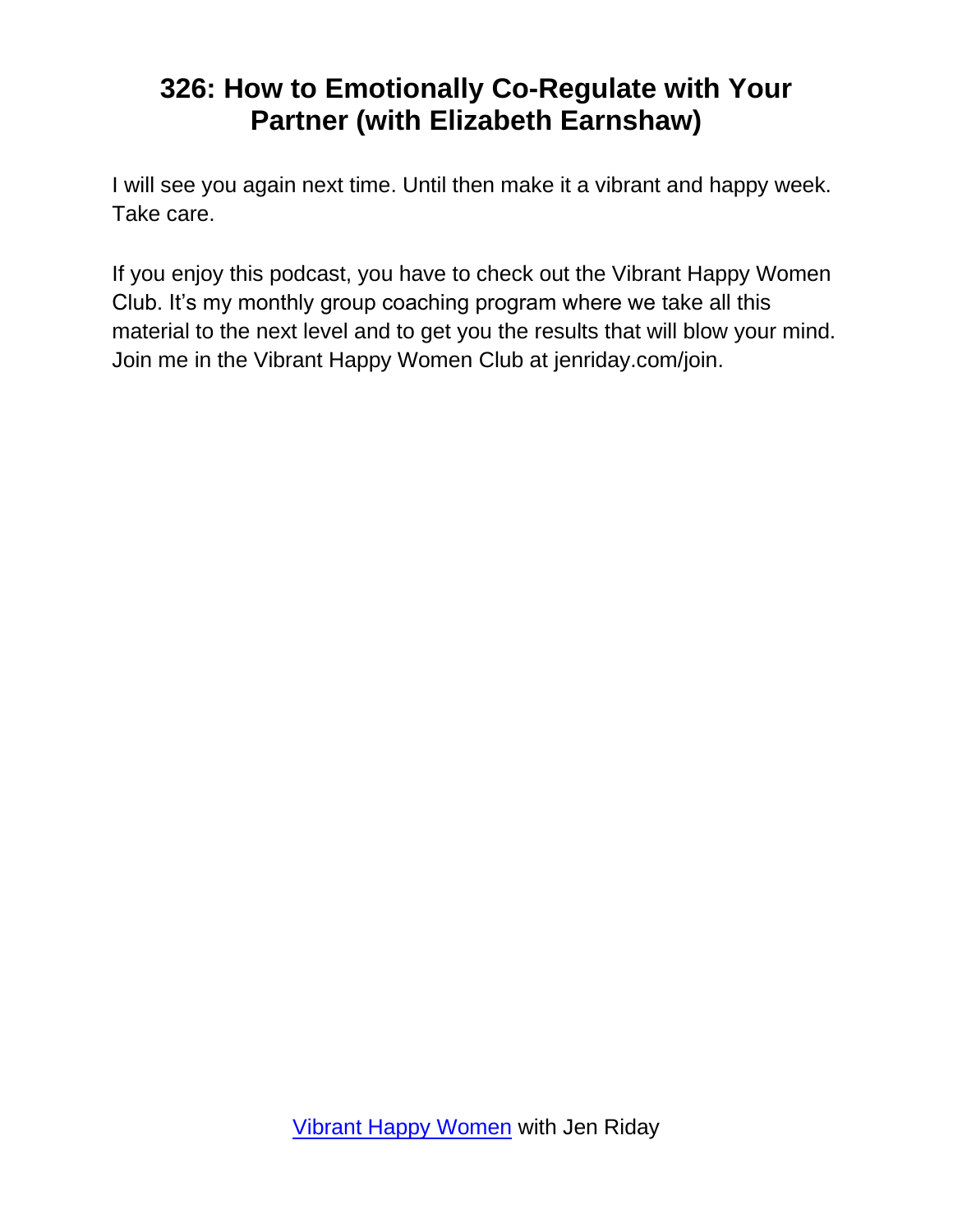I will see you again next time. Until then make it a vibrant and happy week. Take care.

If you enjoy this podcast, you have to check out the Vibrant Happy Women Club. It's my monthly group coaching program where we take all this material to the next level and to get you the results that will blow your mind. Join me in the Vibrant Happy Women Club at jenriday.com/join.